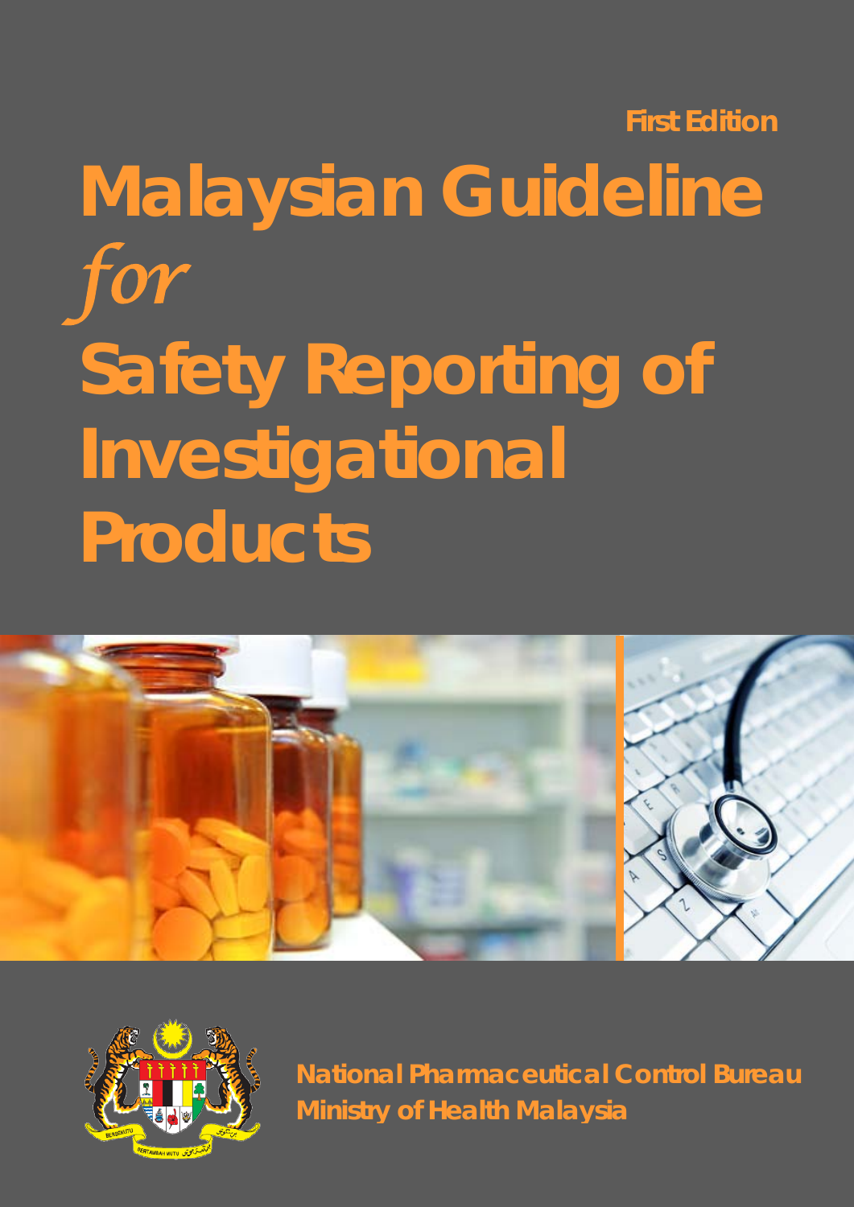First Edition

# Malaysian Guideline *for* Safety Reporting of Investigational Products

**National Pharmaceutical Control Bureau**
**Ministry of Health Malaysia**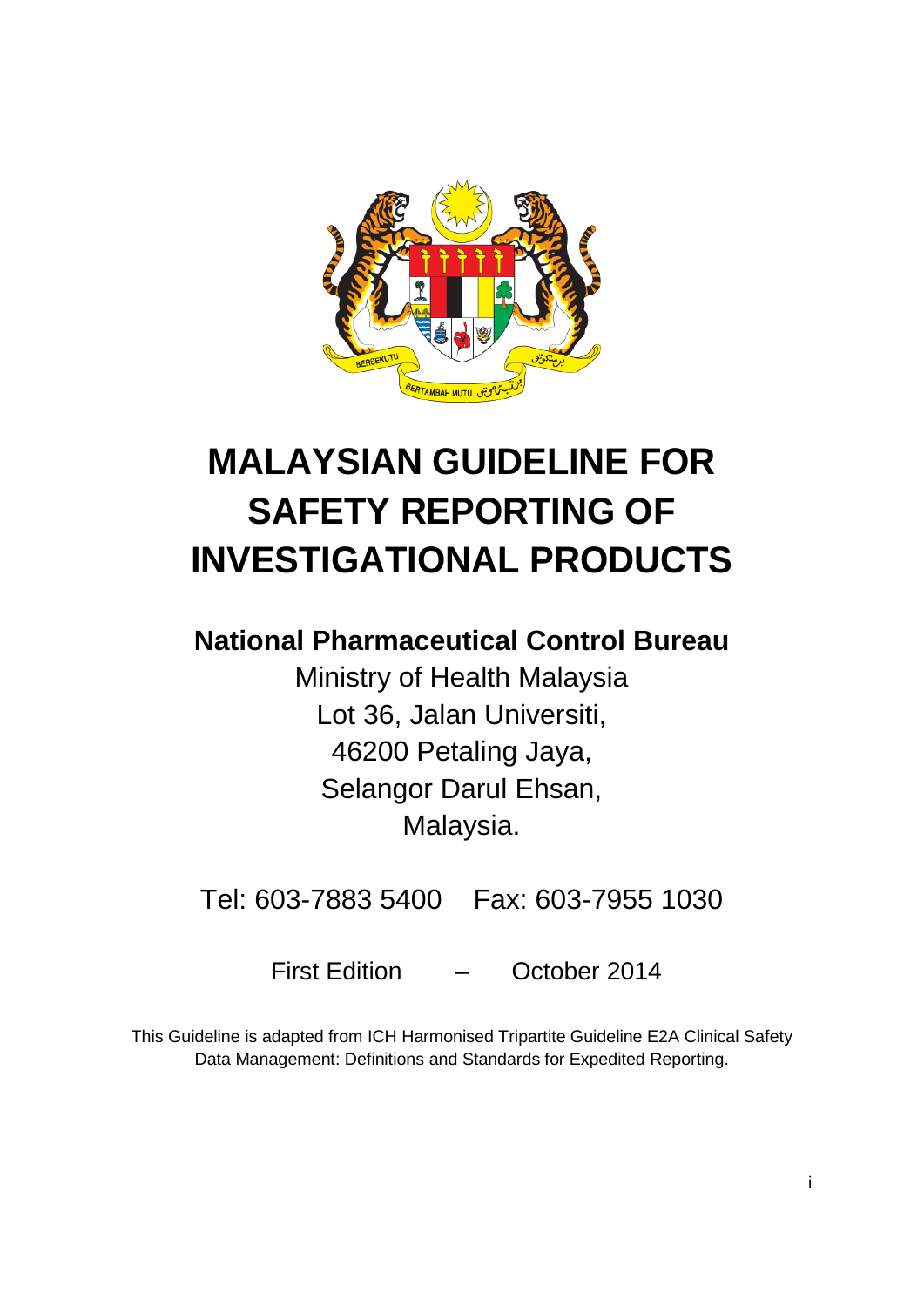# MALAYSIAN GUIDELINE FOR SAFETY REPORTING OF INVESTIGATIONAL PRODUCTS

**National Pharmaceutical Control Bureau**

Ministry of Health Malaysia
Lot 36, Jalan Universiti,
46200 Petaling Jaya,
Selangor Darul Ehsan,
Malaysia.

Tel: 603-7883 5400    Fax: 603-7955 1030

First Edition – October 2014

This Guideline is adapted from ICH Harmonised Tripartite Guideline E2A Clinical Safety Data Management: Definitions and Standards for Expedited Reporting.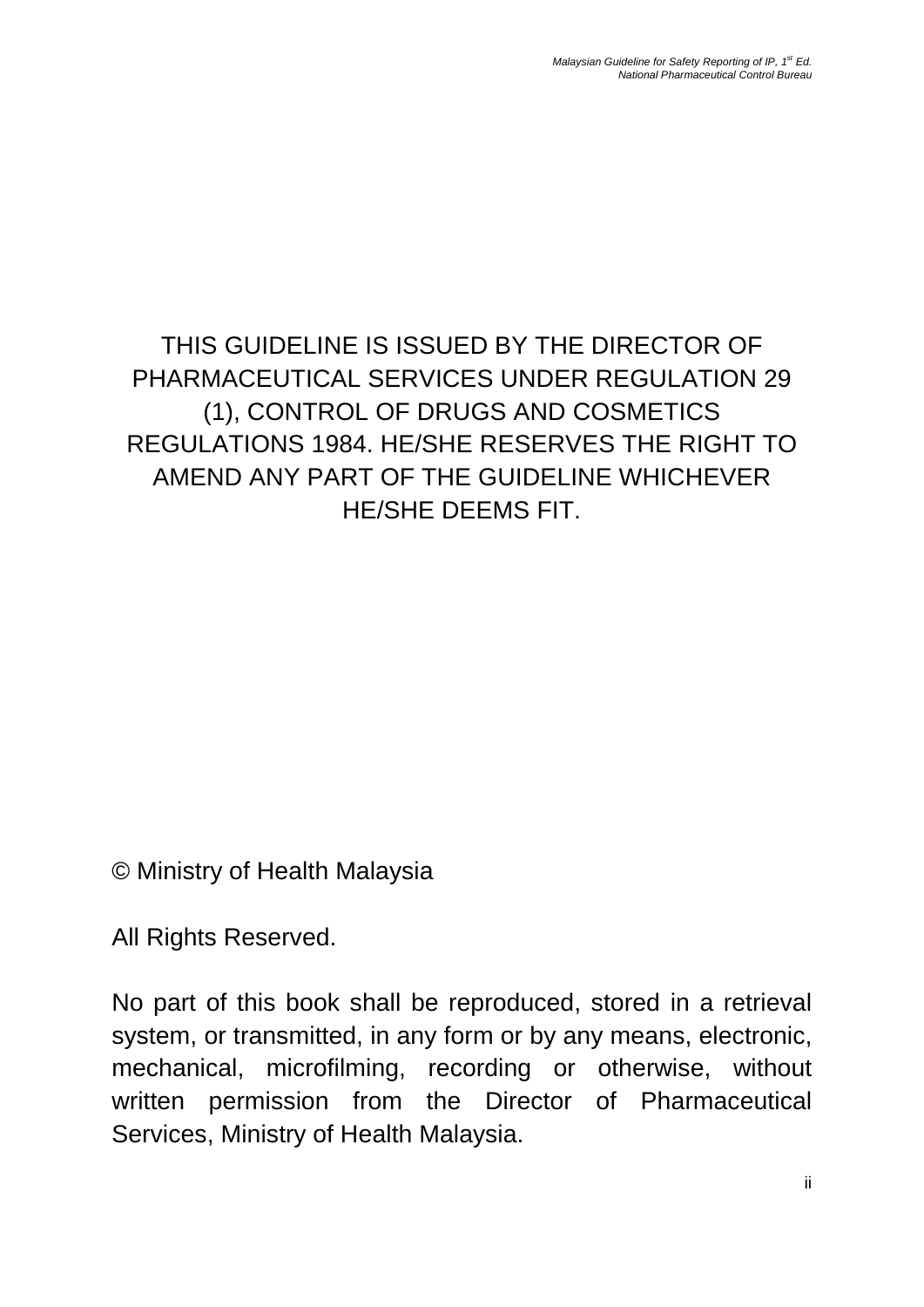THIS GUIDELINE IS ISSUED BY THE DIRECTOR OF PHARMACEUTICAL SERVICES UNDER REGULATION 29 (1), CONTROL OF DRUGS AND COSMETICS REGULATIONS 1984. HE/SHE RESERVES THE RIGHT TO AMEND ANY PART OF THE GUIDELINE WHICHEVER HE/SHE DEEMS FIT.

© Ministry of Health Malaysia

All Rights Reserved.

No part of this book shall be reproduced, stored in a retrieval system, or transmitted, in any form or by any means, electronic, mechanical, microfilming, recording or otherwise, without written permission from the Director of Pharmaceutical Services, Ministry of Health Malaysia.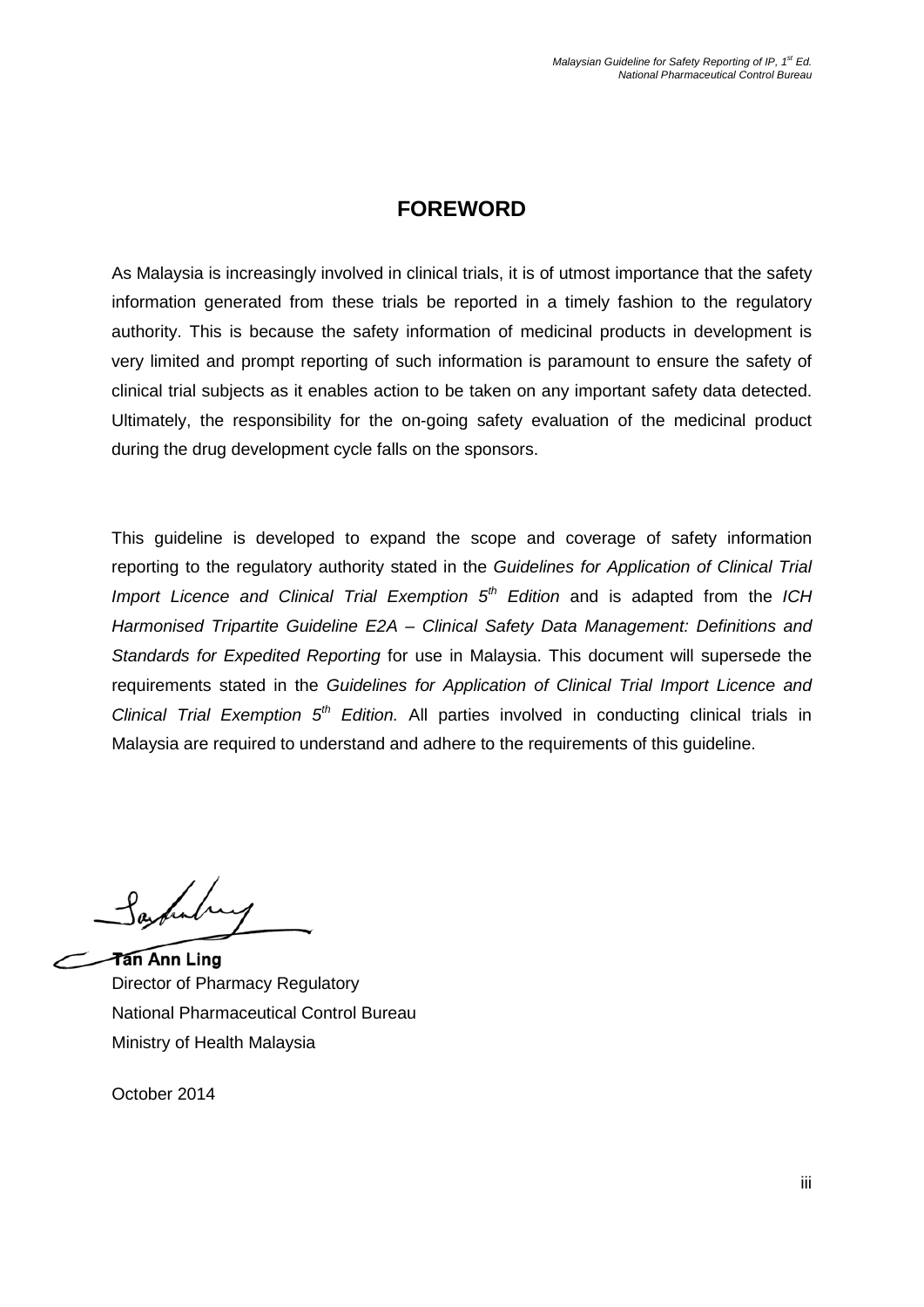# FOREWORD

As Malaysia is increasingly involved in clinical trials, it is of utmost importance that the safety information generated from these trials be reported in a timely fashion to the regulatory authority. This is because the safety information of medicinal products in development is very limited and prompt reporting of such information is paramount to ensure the safety of clinical trial subjects as it enables action to be taken on any important safety data detected. Ultimately, the responsibility for the on-going safety evaluation of the medicinal product during the drug development cycle falls on the sponsors.

This guideline is developed to expand the scope and coverage of safety information reporting to the regulatory authority stated in the *Guidelines for Application of Clinical Trial Import Licence and Clinical Trial Exemption 5th Edition* and is adapted from the *ICH Harmonised Tripartite Guideline E2A – Clinical Safety Data Management: Definitions and Standards for Expedited Reporting* for use in Malaysia. This document will supersede the requirements stated in the *Guidelines for Application of Clinical Trial Import Licence and Clinical Trial Exemption 5th Edition.* All parties involved in conducting clinical trials in Malaysia are required to understand and adhere to the requirements of this guideline.

**Tan Ann Ling**
Director of Pharmacy Regulatory
National Pharmaceutical Control Bureau
Ministry of Health Malaysia

October 2014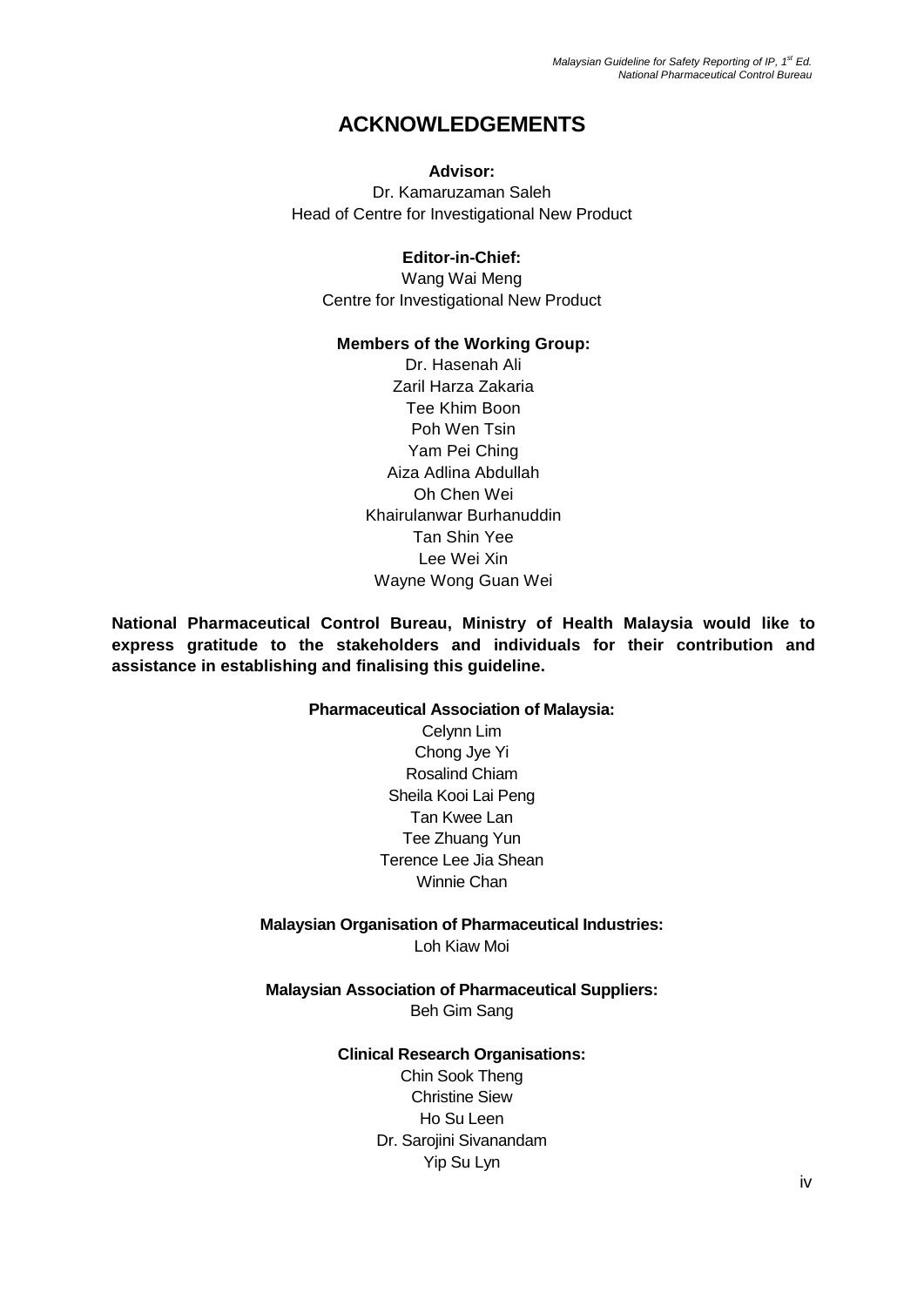# ACKNOWLEDGEMENTS

**Advisor:**

Dr. Kamaruzaman Saleh
Head of Centre for Investigational New Product

**Editor-in-Chief:**

Wang Wai Meng
Centre for Investigational New Product

**Members of the Working Group:**

Dr. Hasenah Ali
Zaril Harza Zakaria
Tee Khim Boon
Poh Wen Tsin
Yam Pei Ching
Aiza Adlina Abdullah
Oh Chen Wei
Khairulanwar Burhanuddin
Tan Shin Yee
Lee Wei Xin
Wayne Wong Guan Wei

**National Pharmaceutical Control Bureau, Ministry of Health Malaysia would like to express gratitude to the stakeholders and individuals for their contribution and assistance in establishing and finalising this guideline.**

**Pharmaceutical Association of Malaysia:**

Celynn Lim
Chong Jye Yi
Rosalind Chiam
Sheila Kooi Lai Peng
Tan Kwee Lan
Tee Zhuang Yun
Terence Lee Jia Shean
Winnie Chan

**Malaysian Organisation of Pharmaceutical Industries:**

Loh Kiaw Moi

**Malaysian Association of Pharmaceutical Suppliers:**

Beh Gim Sang

**Clinical Research Organisations:**

Chin Sook Theng
Christine Siew
Ho Su Leen
Dr. Sarojini Sivanandam
Yip Su Lyn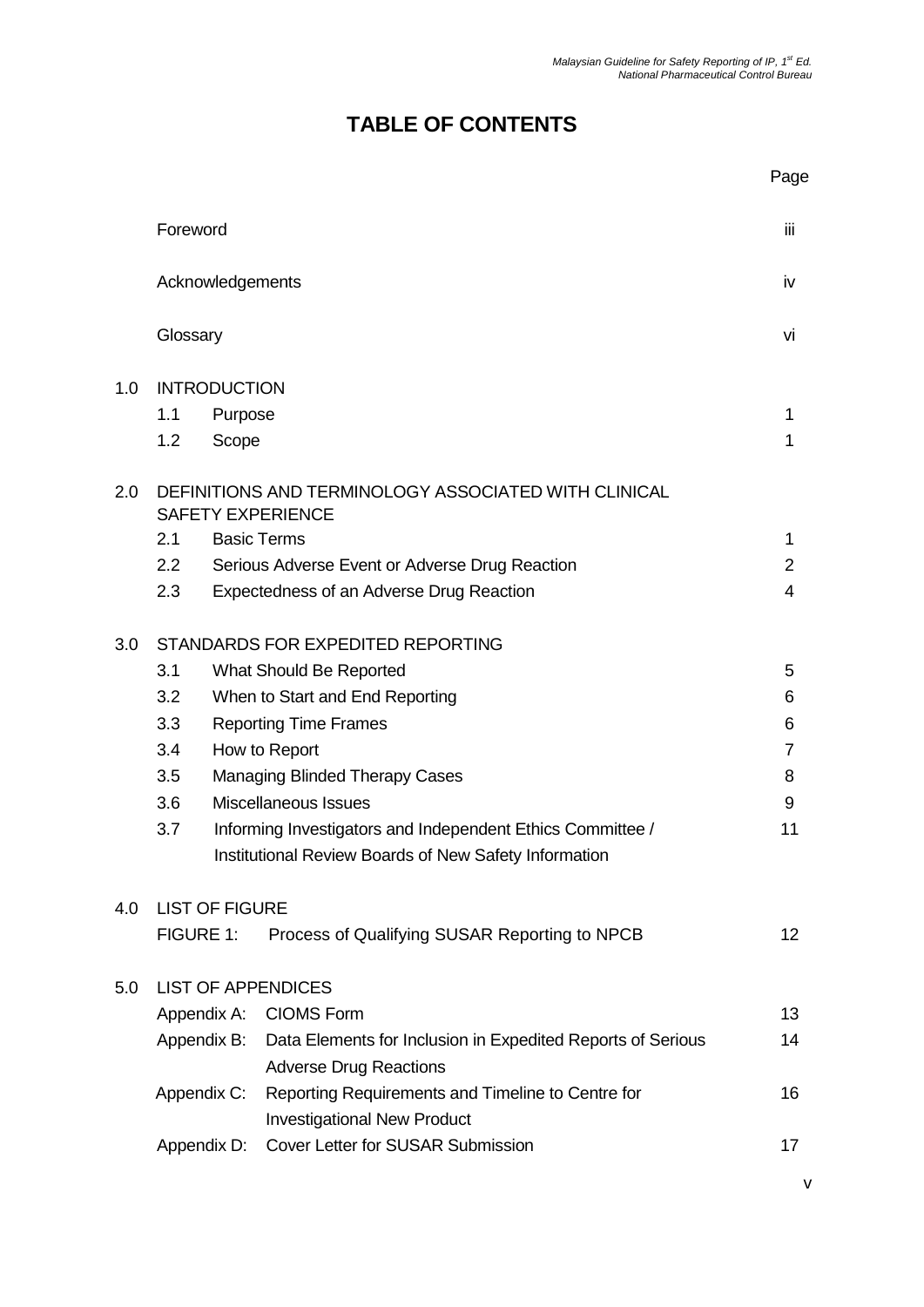# TABLE OF CONTENTS

| | | Page |
|---|---|---|
| | Foreword | iii |
| | Acknowledgements | iv |
| | Glossary | vi |
| 1.0 | INTRODUCTION | |
| | 1.1 Purpose | 1 |
| | 1.2 Scope | 1 |
| 2.0 | DEFINITIONS AND TERMINOLOGY ASSOCIATED WITH CLINICAL SAFETY EXPERIENCE | |
| | 2.1 Basic Terms | 1 |
| | 2.2 Serious Adverse Event or Adverse Drug Reaction | 2 |
| | 2.3 Expectedness of an Adverse Drug Reaction | 4 |
| 3.0 | STANDARDS FOR EXPEDITED REPORTING | |
| | 3.1 What Should Be Reported | 5 |
| | 3.2 When to Start and End Reporting | 6 |
| | 3.3 Reporting Time Frames | 6 |
| | 3.4 How to Report | 7 |
| | 3.5 Managing Blinded Therapy Cases | 8 |
| | 3.6 Miscellaneous Issues | 9 |
| | 3.7 Informing Investigators and Independent Ethics Committee / Institutional Review Boards of New Safety Information | 11 |
| 4.0 | LIST OF FIGURE | |
| | FIGURE 1: Process of Qualifying SUSAR Reporting to NPCB | 12 |
| 5.0 | LIST OF APPENDICES | |
| | Appendix A: CIOMS Form | 13 |
| | Appendix B: Data Elements for Inclusion in Expedited Reports of Serious Adverse Drug Reactions | 14 |
| | Appendix C: Reporting Requirements and Timeline to Centre for Investigational New Product | 16 |
| | Appendix D: Cover Letter for SUSAR Submission | 17 |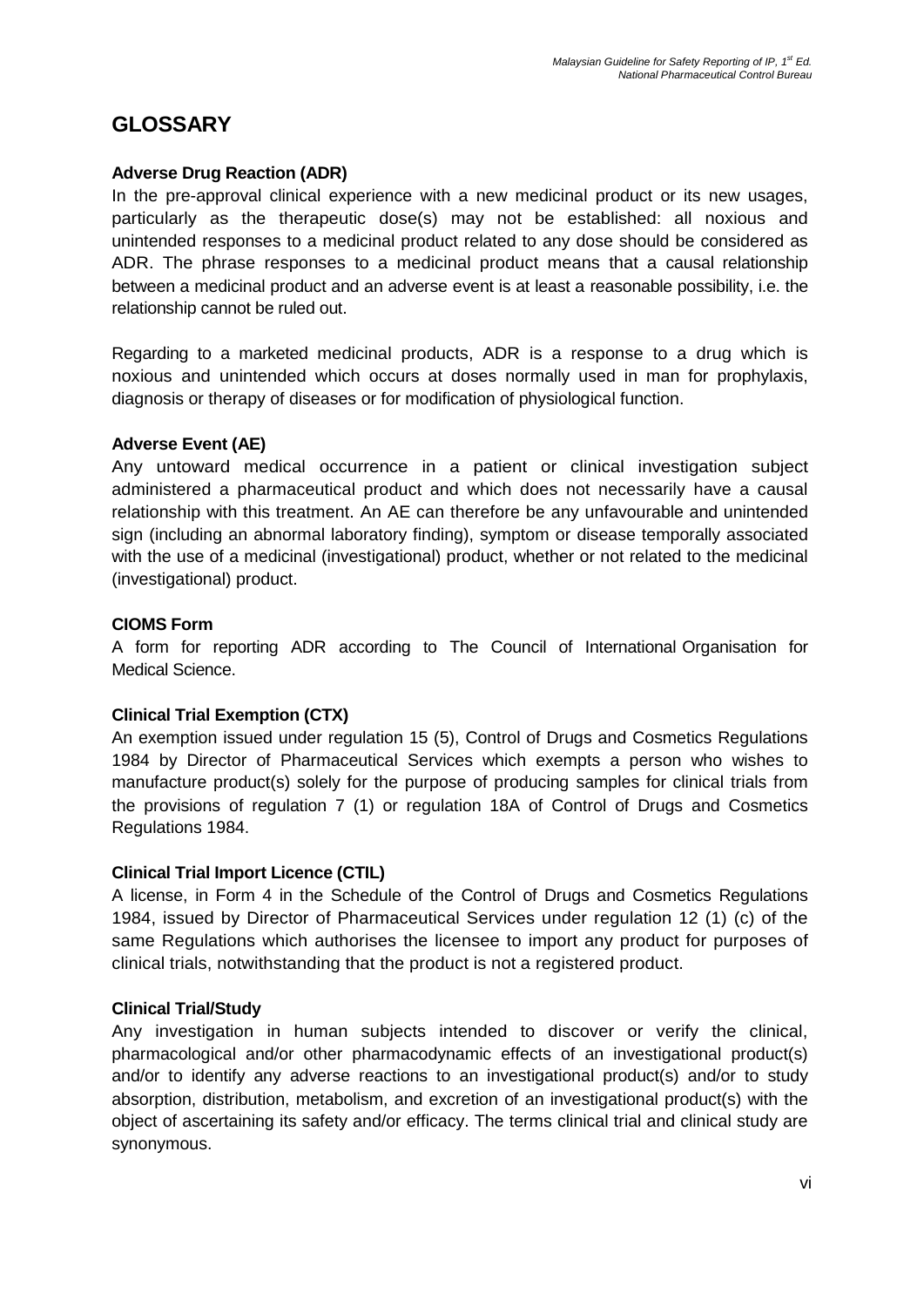# GLOSSARY

**Adverse Drug Reaction (ADR)**

In the pre-approval clinical experience with a new medicinal product or its new usages, particularly as the therapeutic dose(s) may not be established: all noxious and unintended responses to a medicinal product related to any dose should be considered as ADR. The phrase responses to a medicinal product means that a causal relationship between a medicinal product and an adverse event is at least a reasonable possibility, i.e. the relationship cannot be ruled out.

Regarding to a marketed medicinal products, ADR is a response to a drug which is noxious and unintended which occurs at doses normally used in man for prophylaxis, diagnosis or therapy of diseases or for modification of physiological function.

**Adverse Event (AE)**

Any untoward medical occurrence in a patient or clinical investigation subject administered a pharmaceutical product and which does not necessarily have a causal relationship with this treatment. An AE can therefore be any unfavourable and unintended sign (including an abnormal laboratory finding), symptom or disease temporally associated with the use of a medicinal (investigational) product, whether or not related to the medicinal (investigational) product.

**CIOMS Form**

A form for reporting ADR according to The Council of International Organisation for Medical Science.

**Clinical Trial Exemption (CTX)**

An exemption issued under regulation 15 (5), Control of Drugs and Cosmetics Regulations 1984 by Director of Pharmaceutical Services which exempts a person who wishes to manufacture product(s) solely for the purpose of producing samples for clinical trials from the provisions of regulation 7 (1) or regulation 18A of Control of Drugs and Cosmetics Regulations 1984.

**Clinical Trial Import Licence (CTIL)**

A license, in Form 4 in the Schedule of the Control of Drugs and Cosmetics Regulations 1984, issued by Director of Pharmaceutical Services under regulation 12 (1) (c) of the same Regulations which authorises the licensee to import any product for purposes of clinical trials, notwithstanding that the product is not a registered product.

**Clinical Trial/Study**

Any investigation in human subjects intended to discover or verify the clinical, pharmacological and/or other pharmacodynamic effects of an investigational product(s) and/or to identify any adverse reactions to an investigational product(s) and/or to study absorption, distribution, metabolism, and excretion of an investigational product(s) with the object of ascertaining its safety and/or efficacy. The terms clinical trial and clinical study are synonymous.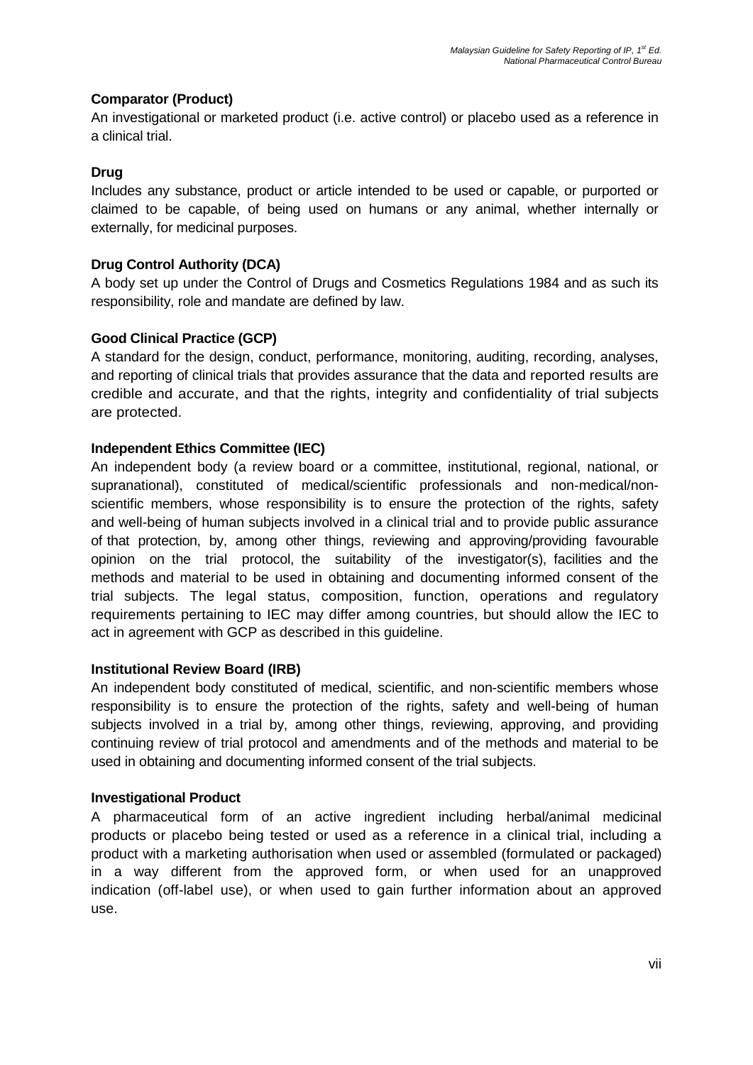**Comparator (Product)**

An investigational or marketed product (i.e. active control) or placebo used as a reference in a clinical trial.

**Drug**

Includes any substance, product or article intended to be used or capable, or purported or claimed to be capable, of being used on humans or any animal, whether internally or externally, for medicinal purposes.

**Drug Control Authority (DCA)**

A body set up under the Control of Drugs and Cosmetics Regulations 1984 and as such its responsibility, role and mandate are defined by law.

**Good Clinical Practice (GCP)**

A standard for the design, conduct, performance, monitoring, auditing, recording, analyses, and reporting of clinical trials that provides assurance that the data and reported results are credible and accurate, and that the rights, integrity and confidentiality of trial subjects are protected.

**Independent Ethics Committee (IEC)**

An independent body (a review board or a committee, institutional, regional, national, or supranational), constituted of medical/scientific professionals and non-medical/non-scientific members, whose responsibility is to ensure the protection of the rights, safety and well-being of human subjects involved in a clinical trial and to provide public assurance of that protection, by, among other things, reviewing and approving/providing favourable opinion on the trial protocol, the suitability of the investigator(s), facilities and the methods and material to be used in obtaining and documenting informed consent of the trial subjects. The legal status, composition, function, operations and regulatory requirements pertaining to IEC may differ among countries, but should allow the IEC to act in agreement with GCP as described in this guideline.

**Institutional Review Board (IRB)**

An independent body constituted of medical, scientific, and non-scientific members whose responsibility is to ensure the protection of the rights, safety and well-being of human subjects involved in a trial by, among other things, reviewing, approving, and providing continuing review of trial protocol and amendments and of the methods and material to be used in obtaining and documenting informed consent of the trial subjects.

**Investigational Product**

A pharmaceutical form of an active ingredient including herbal/animal medicinal products or placebo being tested or used as a reference in a clinical trial, including a product with a marketing authorisation when used or assembled (formulated or packaged) in a way different from the approved form, or when used for an unapproved indication (off-label use), or when used to gain further information about an approved use.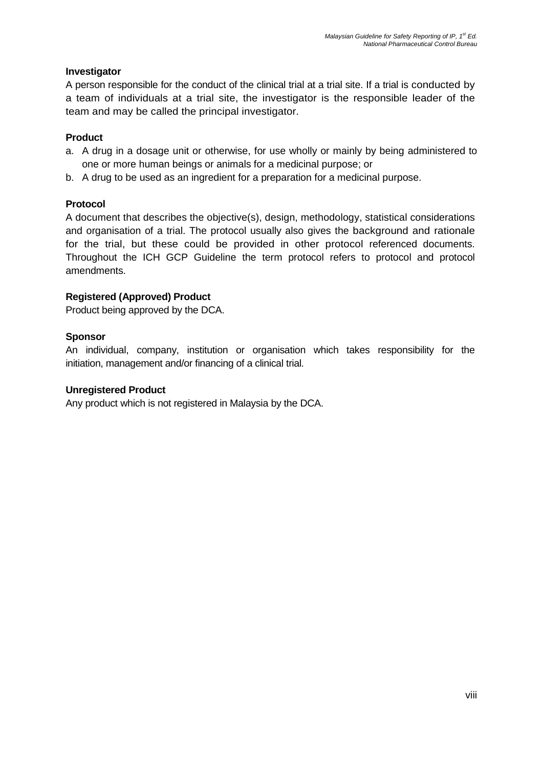**Investigator**

A person responsible for the conduct of the clinical trial at a trial site. If a trial is conducted by a team of individuals at a trial site, the investigator is the responsible leader of the team and may be called the principal investigator.

**Product**

a. A drug in a dosage unit or otherwise, for use wholly or mainly by being administered to one or more human beings or animals for a medicinal purpose; or
b. A drug to be used as an ingredient for a preparation for a medicinal purpose.

**Protocol**

A document that describes the objective(s), design, methodology, statistical considerations and organisation of a trial. The protocol usually also gives the background and rationale for the trial, but these could be provided in other protocol referenced documents. Throughout the ICH GCP Guideline the term protocol refers to protocol and protocol amendments.

**Registered (Approved) Product**

Product being approved by the DCA.

**Sponsor**

An individual, company, institution or organisation which takes responsibility for the initiation, management and/or financing of a clinical trial.

**Unregistered Product**

Any product which is not registered in Malaysia by the DCA.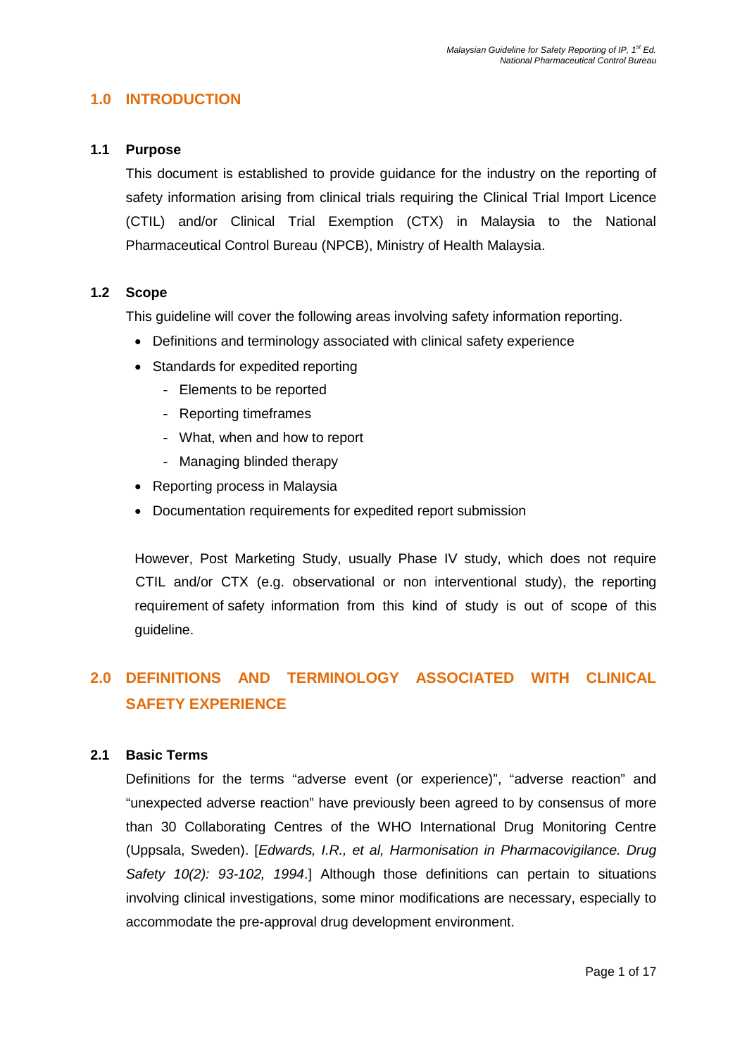## 1.0 INTRODUCTION

### 1.1 Purpose

This document is established to provide guidance for the industry on the reporting of safety information arising from clinical trials requiring the Clinical Trial Import Licence (CTIL) and/or Clinical Trial Exemption (CTX) in Malaysia to the National Pharmaceutical Control Bureau (NPCB), Ministry of Health Malaysia.

### 1.2 Scope

This guideline will cover the following areas involving safety information reporting.

- Definitions and terminology associated with clinical safety experience
- Standards for expedited reporting
  - Elements to be reported
  - Reporting timeframes
  - What, when and how to report
  - Managing blinded therapy
- Reporting process in Malaysia
- Documentation requirements for expedited report submission

However, Post Marketing Study, usually Phase IV study, which does not require CTIL and/or CTX (e.g. observational or non interventional study), the reporting requirement of safety information from this kind of study is out of scope of this guideline.

## 2.0 DEFINITIONS AND TERMINOLOGY ASSOCIATED WITH CLINICAL SAFETY EXPERIENCE

### 2.1 Basic Terms

Definitions for the terms "adverse event (or experience)", "adverse reaction" and "unexpected adverse reaction" have previously been agreed to by consensus of more than 30 Collaborating Centres of the WHO International Drug Monitoring Centre (Uppsala, Sweden). [*Edwards, I.R., et al, Harmonisation in Pharmacovigilance. Drug Safety 10(2): 93-102, 1994*.] Although those definitions can pertain to situations involving clinical investigations, some minor modifications are necessary, especially to accommodate the pre-approval drug development environment.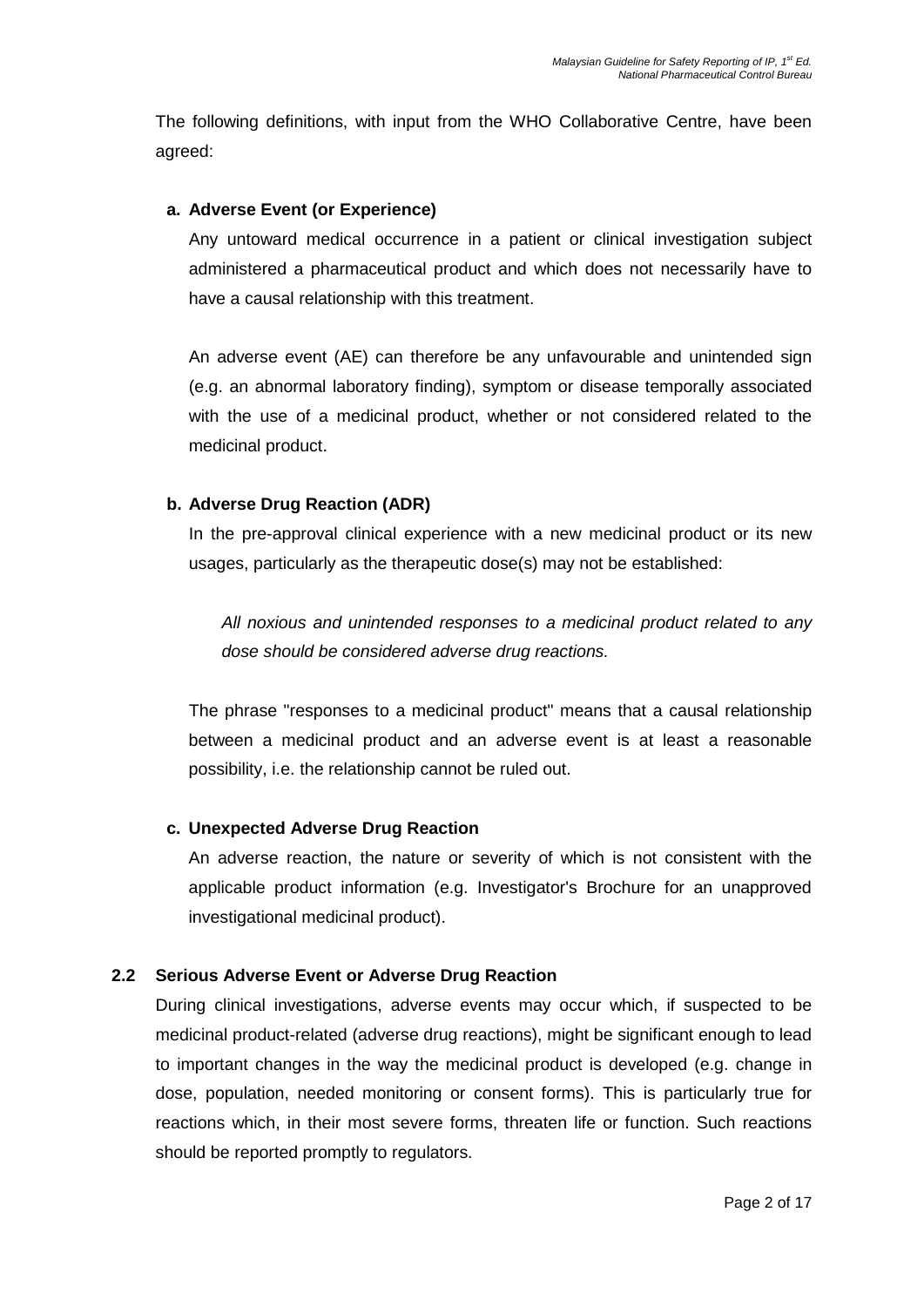The following definitions, with input from the WHO Collaborative Centre, have been agreed:

**a. Adverse Event (or Experience)**

Any untoward medical occurrence in a patient or clinical investigation subject administered a pharmaceutical product and which does not necessarily have to have a causal relationship with this treatment.

An adverse event (AE) can therefore be any unfavourable and unintended sign (e.g. an abnormal laboratory finding), symptom or disease temporally associated with the use of a medicinal product, whether or not considered related to the medicinal product.

**b. Adverse Drug Reaction (ADR)**

In the pre-approval clinical experience with a new medicinal product or its new usages, particularly as the therapeutic dose(s) may not be established:

*All noxious and unintended responses to a medicinal product related to any dose should be considered adverse drug reactions.*

The phrase "responses to a medicinal product" means that a causal relationship between a medicinal product and an adverse event is at least a reasonable possibility, i.e. the relationship cannot be ruled out.

**c. Unexpected Adverse Drug Reaction**

An adverse reaction, the nature or severity of which is not consistent with the applicable product information (e.g. Investigator's Brochure for an unapproved investigational medicinal product).

### 2.2 Serious Adverse Event or Adverse Drug Reaction

During clinical investigations, adverse events may occur which, if suspected to be medicinal product-related (adverse drug reactions), might be significant enough to lead to important changes in the way the medicinal product is developed (e.g. change in dose, population, needed monitoring or consent forms). This is particularly true for reactions which, in their most severe forms, threaten life or function. Such reactions should be reported promptly to regulators.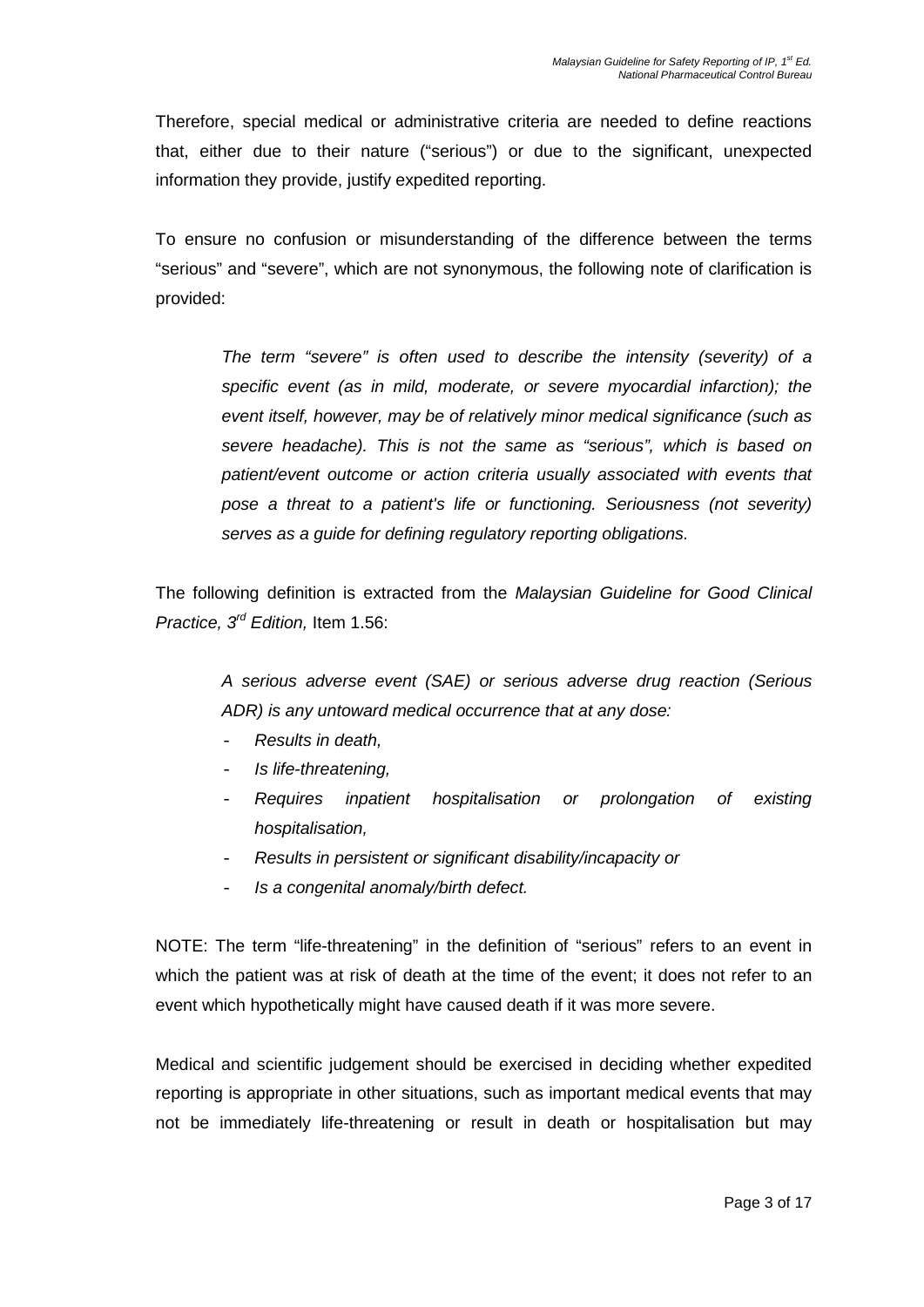Therefore, special medical or administrative criteria are needed to define reactions that, either due to their nature ("serious") or due to the significant, unexpected information they provide, justify expedited reporting.

To ensure no confusion or misunderstanding of the difference between the terms "serious" and "severe", which are not synonymous, the following note of clarification is provided:

> *The term "severe" is often used to describe the intensity (severity) of a specific event (as in mild, moderate, or severe myocardial infarction); the event itself, however, may be of relatively minor medical significance (such as severe headache). This is not the same as "serious", which is based on patient/event outcome or action criteria usually associated with events that pose a threat to a patient's life or functioning. Seriousness (not severity) serves as a guide for defining regulatory reporting obligations.*

The following definition is extracted from the *Malaysian Guideline for Good Clinical Practice, 3rd Edition,* Item 1.56:

> *A serious adverse event (SAE) or serious adverse drug reaction (Serious ADR) is any untoward medical occurrence that at any dose:*
>
> - *Results in death,*
> - *Is life-threatening,*
> - *Requires inpatient hospitalisation or prolongation of existing hospitalisation,*
> - *Results in persistent or significant disability/incapacity or*
> - *Is a congenital anomaly/birth defect.*

NOTE: The term "life-threatening" in the definition of "serious" refers to an event in which the patient was at risk of death at the time of the event; it does not refer to an event which hypothetically might have caused death if it was more severe.

Medical and scientific judgement should be exercised in deciding whether expedited reporting is appropriate in other situations, such as important medical events that may not be immediately life-threatening or result in death or hospitalisation but may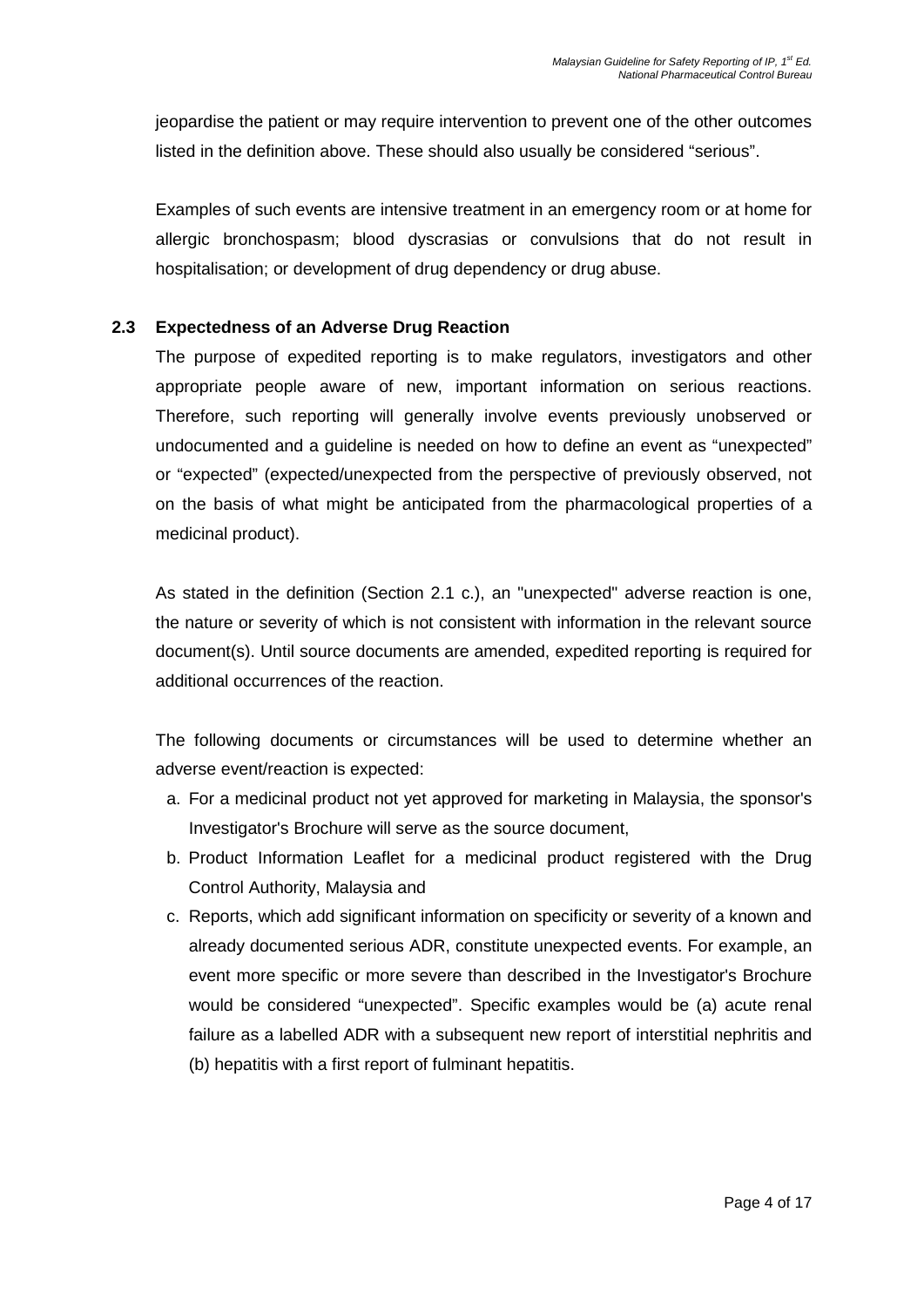jeopardise the patient or may require intervention to prevent one of the other outcomes listed in the definition above. These should also usually be considered "serious".

Examples of such events are intensive treatment in an emergency room or at home for allergic bronchospasm; blood dyscrasias or convulsions that do not result in hospitalisation; or development of drug dependency or drug abuse.

### 2.3 Expectedness of an Adverse Drug Reaction

The purpose of expedited reporting is to make regulators, investigators and other appropriate people aware of new, important information on serious reactions. Therefore, such reporting will generally involve events previously unobserved or undocumented and a guideline is needed on how to define an event as "unexpected" or "expected" (expected/unexpected from the perspective of previously observed, not on the basis of what might be anticipated from the pharmacological properties of a medicinal product).

As stated in the definition (Section 2.1 c.), an "unexpected" adverse reaction is one, the nature or severity of which is not consistent with information in the relevant source document(s). Until source documents are amended, expedited reporting is required for additional occurrences of the reaction.

The following documents or circumstances will be used to determine whether an adverse event/reaction is expected:

a. For a medicinal product not yet approved for marketing in Malaysia, the sponsor's Investigator's Brochure will serve as the source document,
b. Product Information Leaflet for a medicinal product registered with the Drug Control Authority, Malaysia and
c. Reports, which add significant information on specificity or severity of a known and already documented serious ADR, constitute unexpected events. For example, an event more specific or more severe than described in the Investigator's Brochure would be considered "unexpected". Specific examples would be (a) acute renal failure as a labelled ADR with a subsequent new report of interstitial nephritis and (b) hepatitis with a first report of fulminant hepatitis.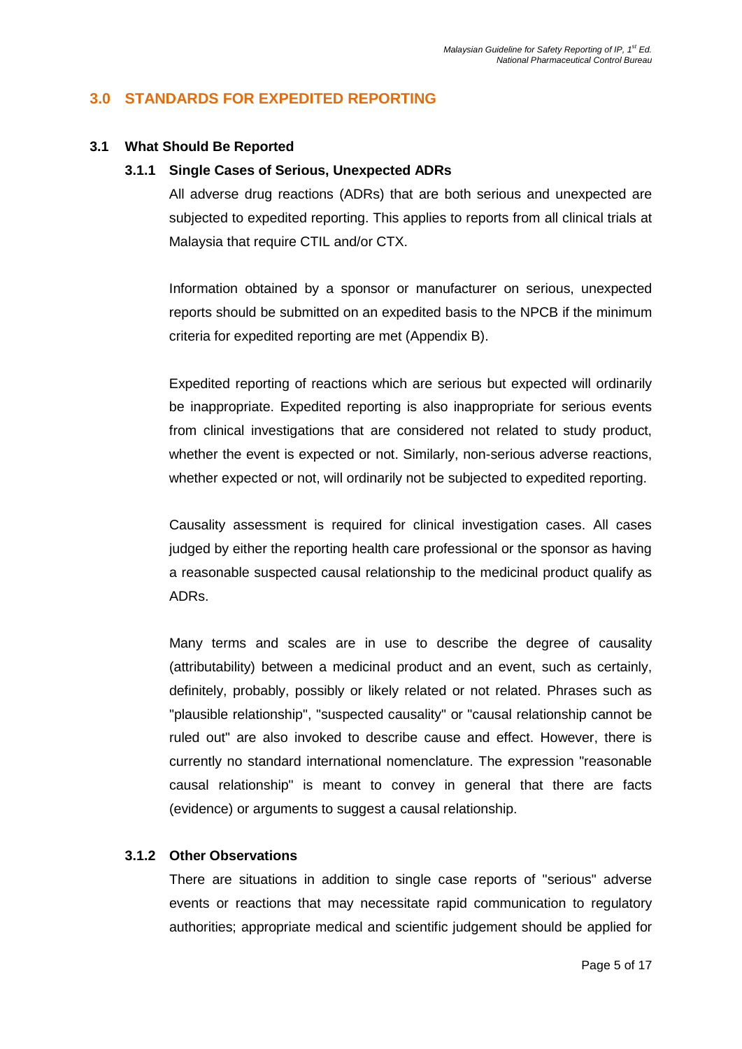## 3.0 STANDARDS FOR EXPEDITED REPORTING

### 3.1 What Should Be Reported

#### 3.1.1 Single Cases of Serious, Unexpected ADRs

All adverse drug reactions (ADRs) that are both serious and unexpected are subjected to expedited reporting. This applies to reports from all clinical trials at Malaysia that require CTIL and/or CTX.

Information obtained by a sponsor or manufacturer on serious, unexpected reports should be submitted on an expedited basis to the NPCB if the minimum criteria for expedited reporting are met (Appendix B).

Expedited reporting of reactions which are serious but expected will ordinarily be inappropriate. Expedited reporting is also inappropriate for serious events from clinical investigations that are considered not related to study product, whether the event is expected or not. Similarly, non-serious adverse reactions, whether expected or not, will ordinarily not be subjected to expedited reporting.

Causality assessment is required for clinical investigation cases. All cases judged by either the reporting health care professional or the sponsor as having a reasonable suspected causal relationship to the medicinal product qualify as ADRs.

Many terms and scales are in use to describe the degree of causality (attributability) between a medicinal product and an event, such as certainly, definitely, probably, possibly or likely related or not related. Phrases such as "plausible relationship", "suspected causality" or "causal relationship cannot be ruled out" are also invoked to describe cause and effect. However, there is currently no standard international nomenclature. The expression "reasonable causal relationship" is meant to convey in general that there are facts (evidence) or arguments to suggest a causal relationship.

#### 3.1.2 Other Observations

There are situations in addition to single case reports of "serious" adverse events or reactions that may necessitate rapid communication to regulatory authorities; appropriate medical and scientific judgement should be applied for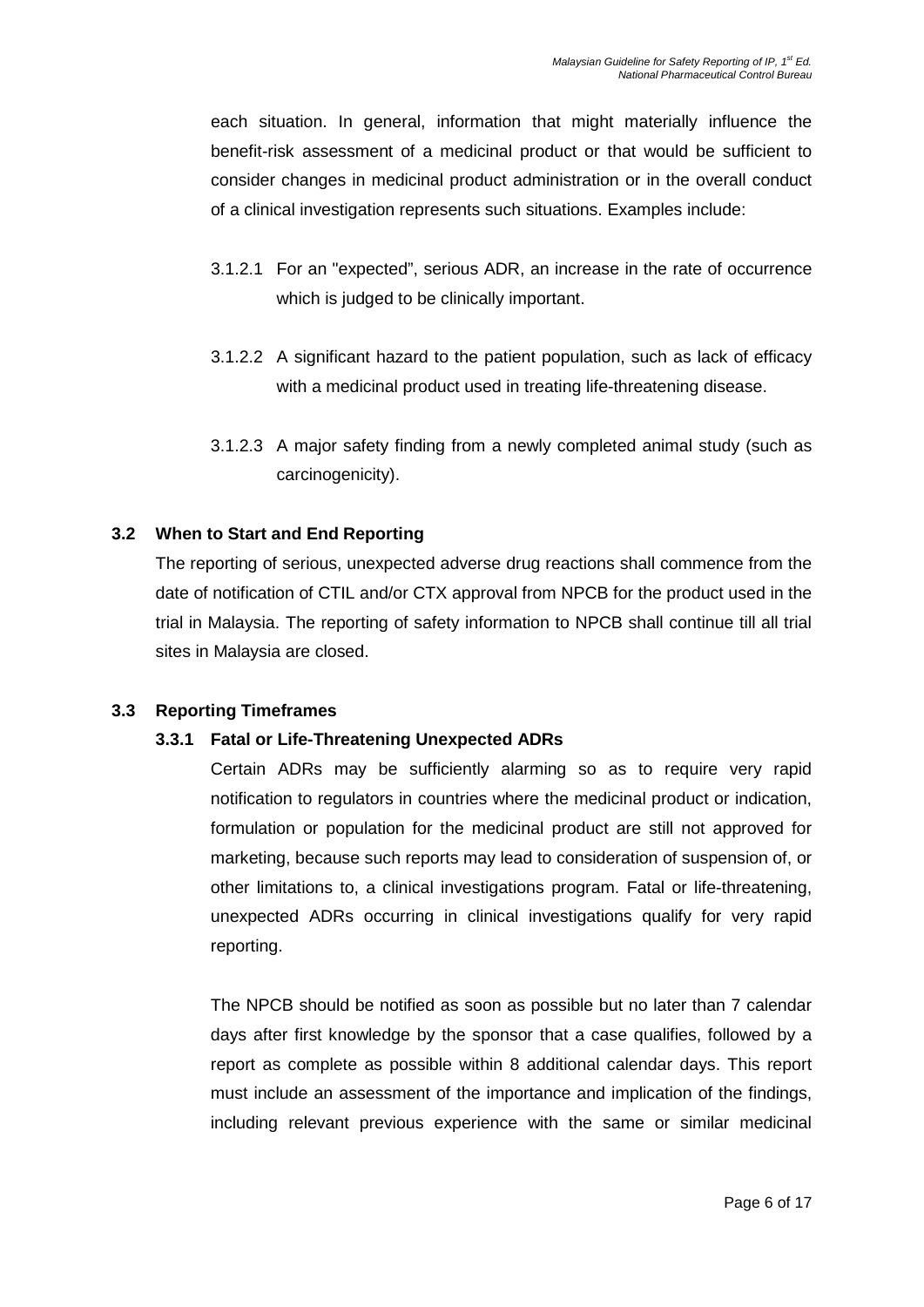each situation. In general, information that might materially influence the benefit-risk assessment of a medicinal product or that would be sufficient to consider changes in medicinal product administration or in the overall conduct of a clinical investigation represents such situations. Examples include:

3.1.2.1 For an "expected", serious ADR, an increase in the rate of occurrence which is judged to be clinically important.

3.1.2.2 A significant hazard to the patient population, such as lack of efficacy with a medicinal product used in treating life-threatening disease.

3.1.2.3 A major safety finding from a newly completed animal study (such as carcinogenicity).

### 3.2 When to Start and End Reporting

The reporting of serious, unexpected adverse drug reactions shall commence from the date of notification of CTIL and/or CTX approval from NPCB for the product used in the trial in Malaysia. The reporting of safety information to NPCB shall continue till all trial sites in Malaysia are closed.

### 3.3 Reporting Timeframes

#### 3.3.1 Fatal or Life-Threatening Unexpected ADRs

Certain ADRs may be sufficiently alarming so as to require very rapid notification to regulators in countries where the medicinal product or indication, formulation or population for the medicinal product are still not approved for marketing, because such reports may lead to consideration of suspension of, or other limitations to, a clinical investigations program. Fatal or life-threatening, unexpected ADRs occurring in clinical investigations qualify for very rapid reporting.

The NPCB should be notified as soon as possible but no later than 7 calendar days after first knowledge by the sponsor that a case qualifies, followed by a report as complete as possible within 8 additional calendar days. This report must include an assessment of the importance and implication of the findings, including relevant previous experience with the same or similar medicinal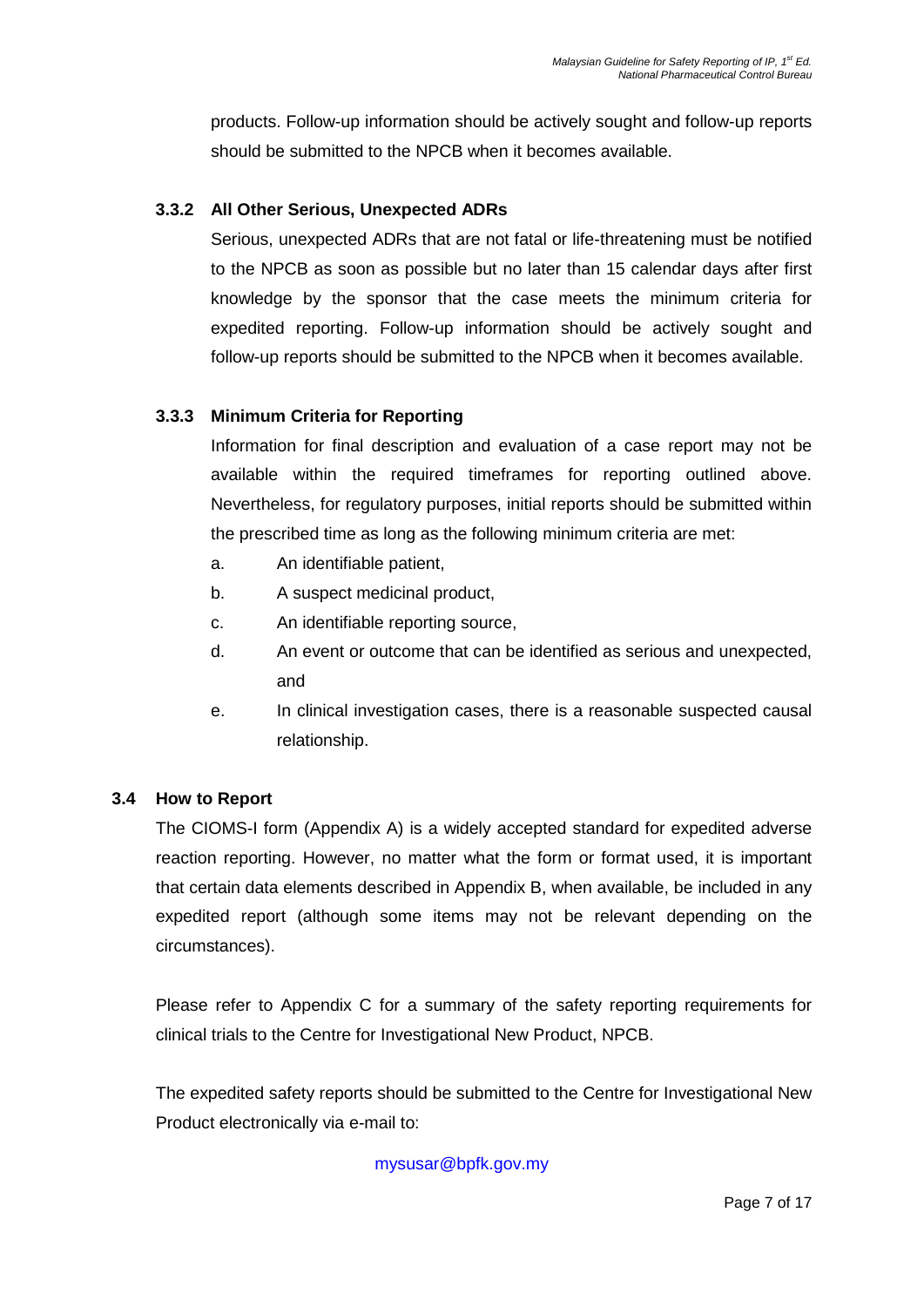products. Follow-up information should be actively sought and follow-up reports should be submitted to the NPCB when it becomes available.

#### 3.3.2 All Other Serious, Unexpected ADRs

Serious, unexpected ADRs that are not fatal or life-threatening must be notified to the NPCB as soon as possible but no later than 15 calendar days after first knowledge by the sponsor that the case meets the minimum criteria for expedited reporting. Follow-up information should be actively sought and follow-up reports should be submitted to the NPCB when it becomes available.

#### 3.3.3 Minimum Criteria for Reporting

Information for final description and evaluation of a case report may not be available within the required timeframes for reporting outlined above. Nevertheless, for regulatory purposes, initial reports should be submitted within the prescribed time as long as the following minimum criteria are met:

a. An identifiable patient,

b. A suspect medicinal product,

c. An identifiable reporting source,

d. An event or outcome that can be identified as serious and unexpected, and

e. In clinical investigation cases, there is a reasonable suspected causal relationship.

### 3.4 How to Report

The CIOMS-I form (Appendix A) is a widely accepted standard for expedited adverse reaction reporting. However, no matter what the form or format used, it is important that certain data elements described in Appendix B, when available, be included in any expedited report (although some items may not be relevant depending on the circumstances).

Please refer to Appendix C for a summary of the safety reporting requirements for clinical trials to the Centre for Investigational New Product, NPCB.

The expedited safety reports should be submitted to the Centre for Investigational New Product electronically via e-mail to:

mysusar@bpfk.gov.my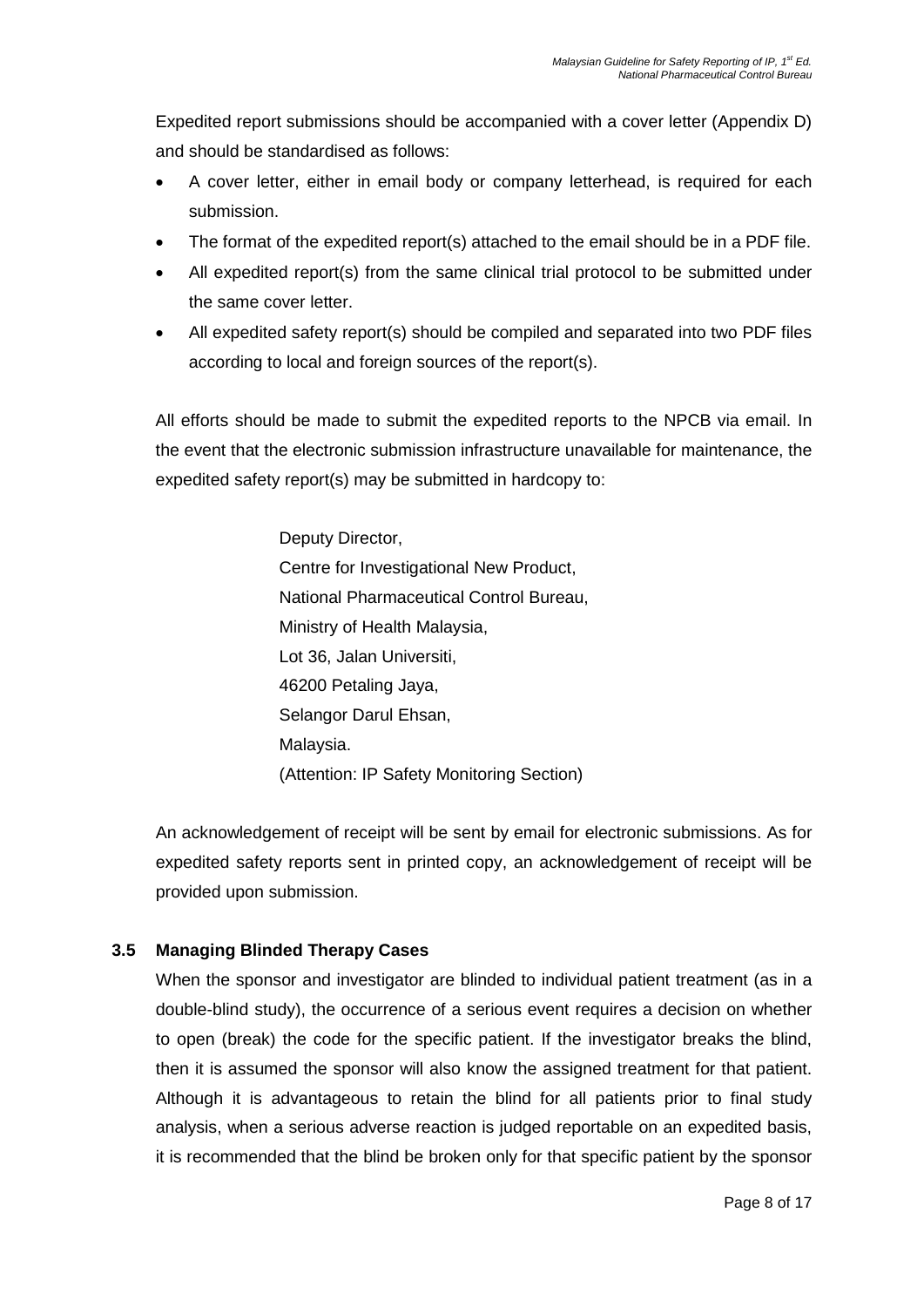Expedited report submissions should be accompanied with a cover letter (Appendix D) and should be standardised as follows:

- A cover letter, either in email body or company letterhead, is required for each submission.
- The format of the expedited report(s) attached to the email should be in a PDF file.
- All expedited report(s) from the same clinical trial protocol to be submitted under the same cover letter.
- All expedited safety report(s) should be compiled and separated into two PDF files according to local and foreign sources of the report(s).

All efforts should be made to submit the expedited reports to the NPCB via email. In the event that the electronic submission infrastructure unavailable for maintenance, the expedited safety report(s) may be submitted in hardcopy to:

> Deputy Director,
> Centre for Investigational New Product,
> National Pharmaceutical Control Bureau,
> Ministry of Health Malaysia,
> Lot 36, Jalan Universiti,
> 46200 Petaling Jaya,
> Selangor Darul Ehsan,
> Malaysia.
> (Attention: IP Safety Monitoring Section)

An acknowledgement of receipt will be sent by email for electronic submissions. As for expedited safety reports sent in printed copy, an acknowledgement of receipt will be provided upon submission.

### 3.5 Managing Blinded Therapy Cases

When the sponsor and investigator are blinded to individual patient treatment (as in a double-blind study), the occurrence of a serious event requires a decision on whether to open (break) the code for the specific patient. If the investigator breaks the blind, then it is assumed the sponsor will also know the assigned treatment for that patient. Although it is advantageous to retain the blind for all patients prior to final study analysis, when a serious adverse reaction is judged reportable on an expedited basis, it is recommended that the blind be broken only for that specific patient by the sponsor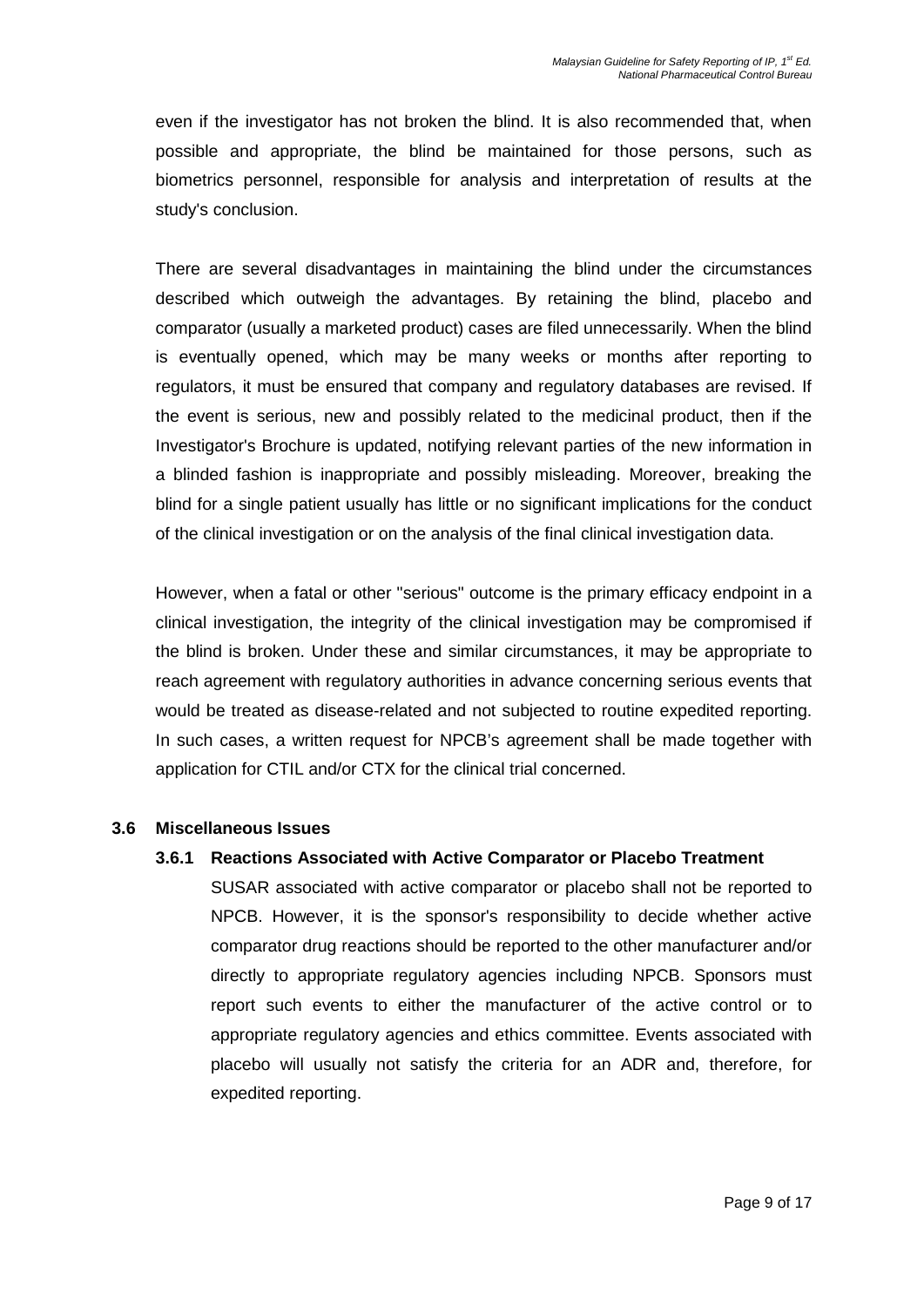even if the investigator has not broken the blind. It is also recommended that, when possible and appropriate, the blind be maintained for those persons, such as biometrics personnel, responsible for analysis and interpretation of results at the study's conclusion.

There are several disadvantages in maintaining the blind under the circumstances described which outweigh the advantages. By retaining the blind, placebo and comparator (usually a marketed product) cases are filed unnecessarily. When the blind is eventually opened, which may be many weeks or months after reporting to regulators, it must be ensured that company and regulatory databases are revised. If the event is serious, new and possibly related to the medicinal product, then if the Investigator's Brochure is updated, notifying relevant parties of the new information in a blinded fashion is inappropriate and possibly misleading. Moreover, breaking the blind for a single patient usually has little or no significant implications for the conduct of the clinical investigation or on the analysis of the final clinical investigation data.

However, when a fatal or other "serious" outcome is the primary efficacy endpoint in a clinical investigation, the integrity of the clinical investigation may be compromised if the blind is broken. Under these and similar circumstances, it may be appropriate to reach agreement with regulatory authorities in advance concerning serious events that would be treated as disease-related and not subjected to routine expedited reporting. In such cases, a written request for NPCB's agreement shall be made together with application for CTIL and/or CTX for the clinical trial concerned.

## 3.6 Miscellaneous Issues

### 3.6.1 Reactions Associated with Active Comparator or Placebo Treatment

SUSAR associated with active comparator or placebo shall not be reported to NPCB. However, it is the sponsor's responsibility to decide whether active comparator drug reactions should be reported to the other manufacturer and/or directly to appropriate regulatory agencies including NPCB. Sponsors must report such events to either the manufacturer of the active control or to appropriate regulatory agencies and ethics committee. Events associated with placebo will usually not satisfy the criteria for an ADR and, therefore, for expedited reporting.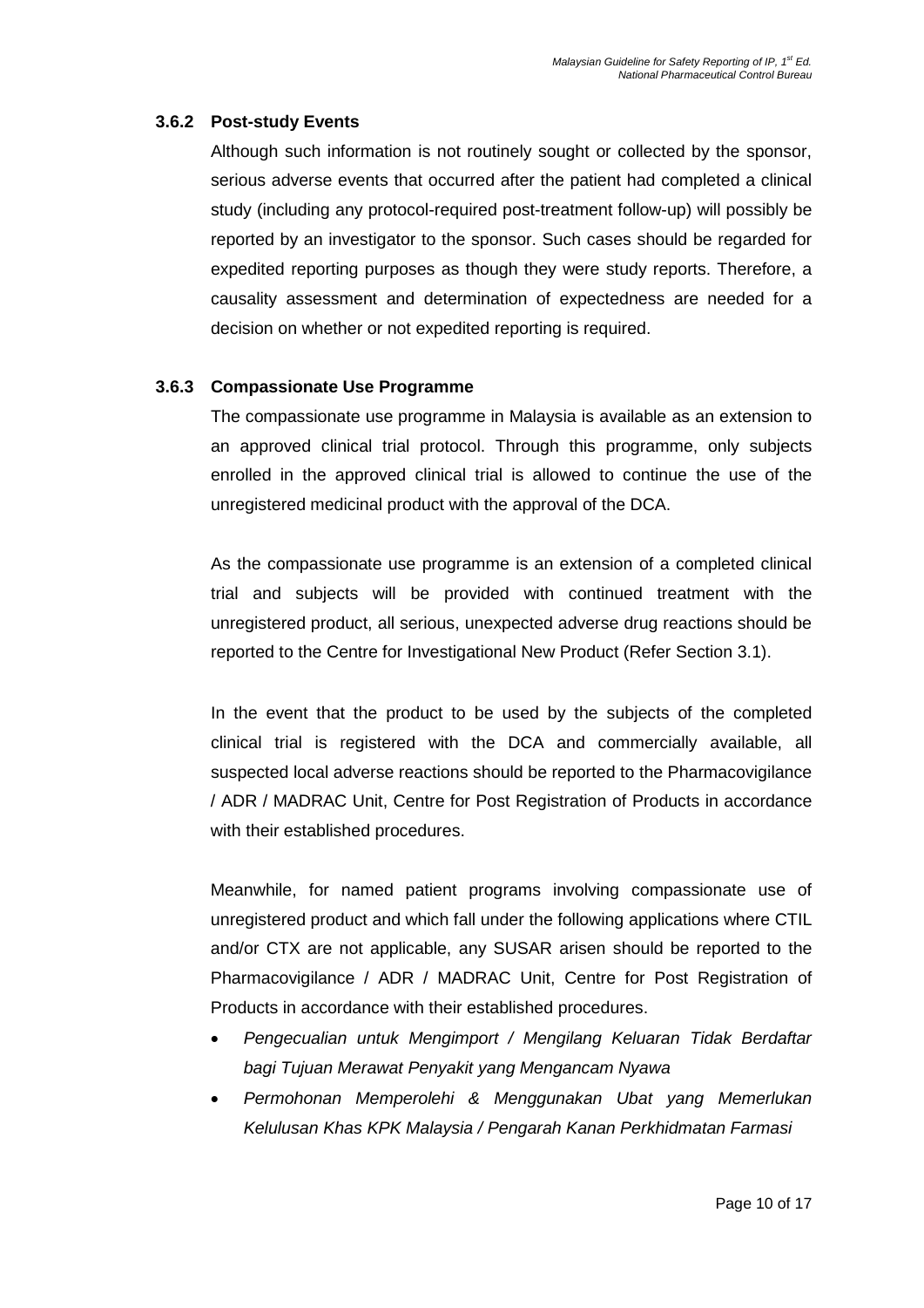### 3.6.2 Post-study Events

Although such information is not routinely sought or collected by the sponsor, serious adverse events that occurred after the patient had completed a clinical study (including any protocol-required post-treatment follow-up) will possibly be reported by an investigator to the sponsor. Such cases should be regarded for expedited reporting purposes as though they were study reports. Therefore, a causality assessment and determination of expectedness are needed for a decision on whether or not expedited reporting is required.

### 3.6.3 Compassionate Use Programme

The compassionate use programme in Malaysia is available as an extension to an approved clinical trial protocol. Through this programme, only subjects enrolled in the approved clinical trial is allowed to continue the use of the unregistered medicinal product with the approval of the DCA.

As the compassionate use programme is an extension of a completed clinical trial and subjects will be provided with continued treatment with the unregistered product, all serious, unexpected adverse drug reactions should be reported to the Centre for Investigational New Product (Refer Section 3.1).

In the event that the product to be used by the subjects of the completed clinical trial is registered with the DCA and commercially available, all suspected local adverse reactions should be reported to the Pharmacovigilance / ADR / MADRAC Unit, Centre for Post Registration of Products in accordance with their established procedures.

Meanwhile, for named patient programs involving compassionate use of unregistered product and which fall under the following applications where CTIL and/or CTX are not applicable, any SUSAR arisen should be reported to the Pharmacovigilance / ADR / MADRAC Unit, Centre for Post Registration of Products in accordance with their established procedures.

- *Pengecualian untuk Mengimport / Mengilang Keluaran Tidak Berdaftar bagi Tujuan Merawat Penyakit yang Mengancam Nyawa*
- *Permohonan Memperolehi & Menggunakan Ubat yang Memerlukan Kelulusan Khas KPK Malaysia / Pengarah Kanan Perkhidmatan Farmasi*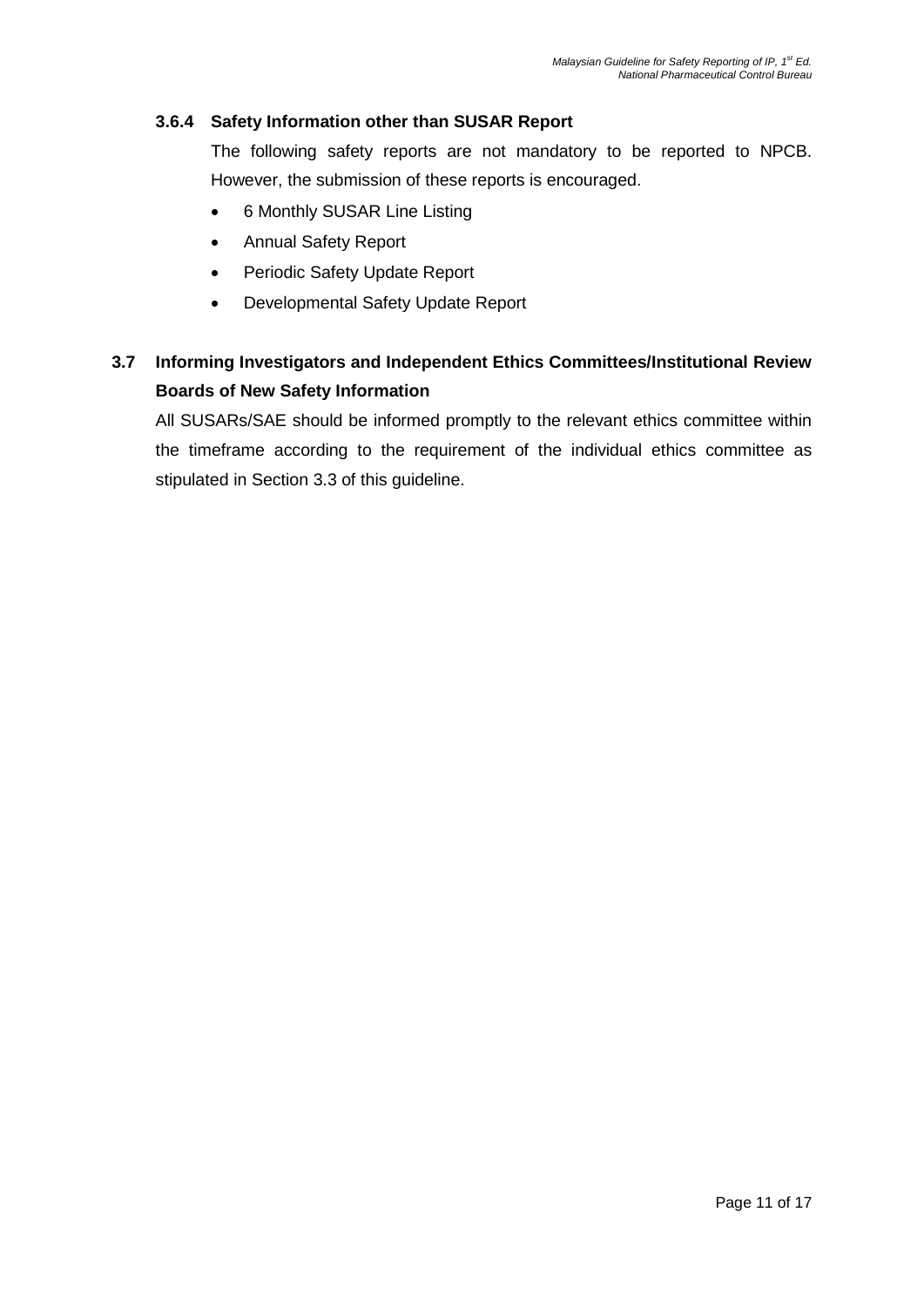#### 3.6.4 Safety Information other than SUSAR Report

The following safety reports are not mandatory to be reported to NPCB. However, the submission of these reports is encouraged.

- 6 Monthly SUSAR Line Listing
- Annual Safety Report
- Periodic Safety Update Report
- Developmental Safety Update Report

### 3.7 Informing Investigators and Independent Ethics Committees/Institutional Review Boards of New Safety Information

All SUSARs/SAE should be informed promptly to the relevant ethics committee within the timeframe according to the requirement of the individual ethics committee as stipulated in Section 3.3 of this guideline.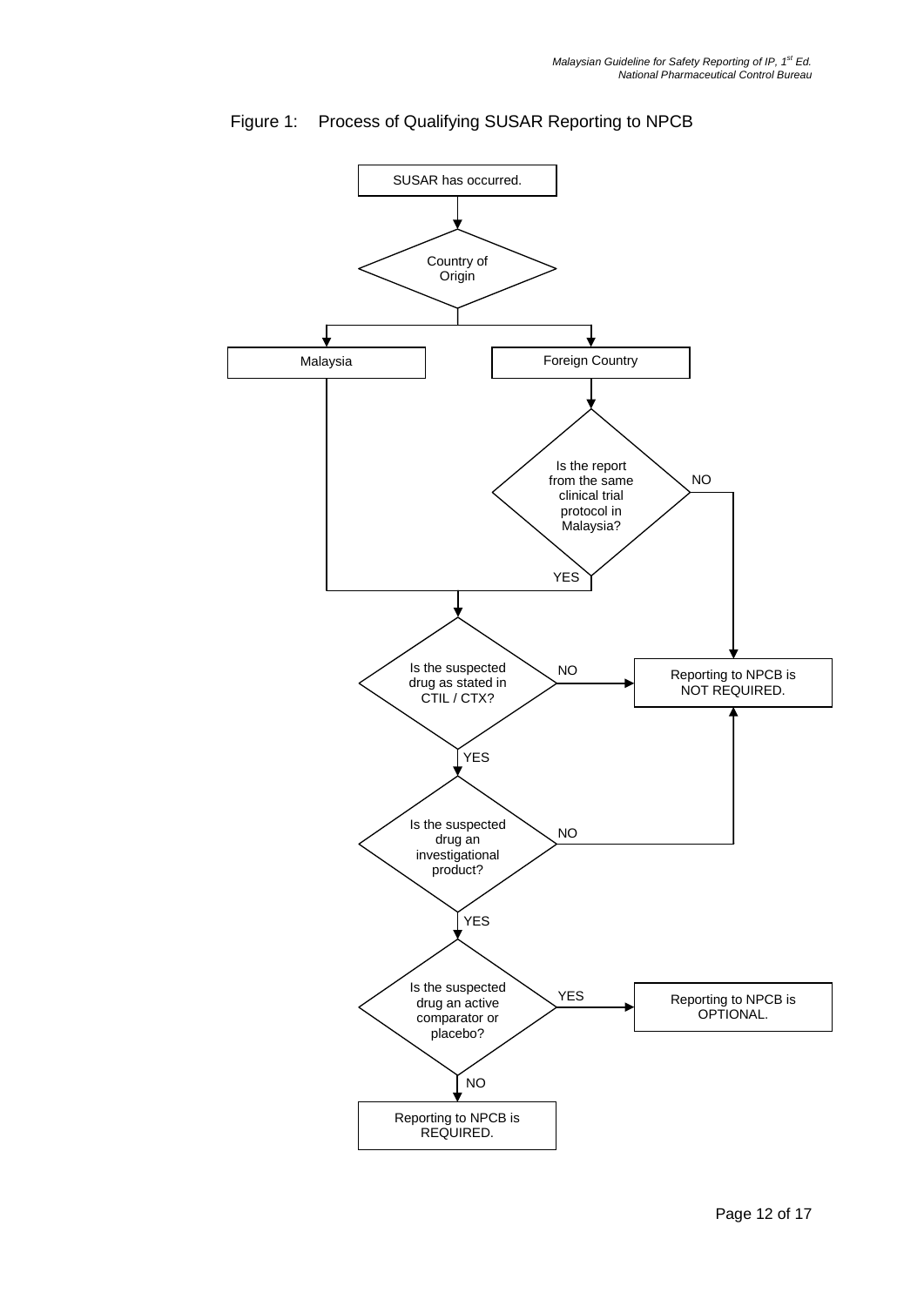Figure 1: Process of Qualifying SUSAR Reporting to NPCB

SUSAR has occurred.

Country of Origin

Malaysia

Foreign Country

Is the report from the same clinical trial protocol in Malaysia?

NO

YES

Is the suspected drug as stated in CTIL / CTX?

NO

Reporting to NPCB is NOT REQUIRED.

YES

Is the suspected drug an investigational product?

NO

YES

Is the suspected drug an active comparator or placebo?

YES

Reporting to NPCB is OPTIONAL.

NO

Reporting to NPCB is REQUIRED.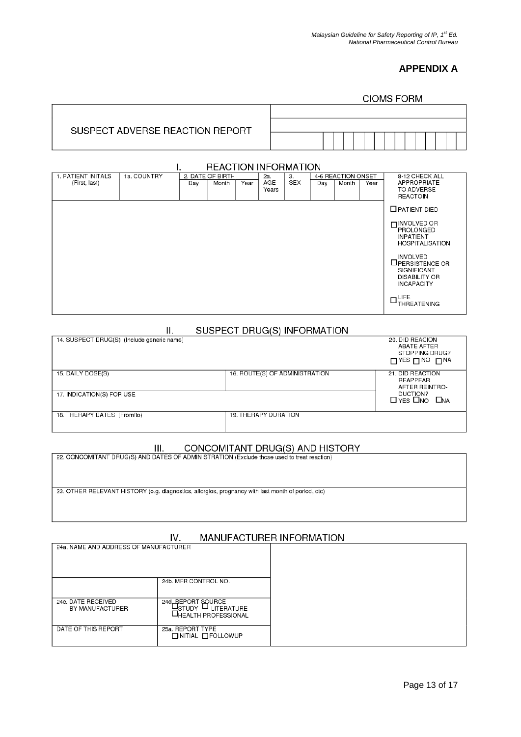# APPENDIX A

CIOMS FORM

| SUSPECT ADVERSE REACTION REPORT | |
|---|---|

## I. REACTION INFORMATION

| 1. PATIENT INITALS (First, last) | 1a. COUNTRY | 2. DATE OF BIRTH | | | 2a. AGE Years | 3. SEX | 4-6 REACTION ONSET | | | 8-12 CHECK ALL APPROPRIATE TO ADVERSE REACTOIN |
|---|---|---|---|---|---|---|---|---|---|---|
| | | Day | Month | Year | | | Day | Month | Year | |
| | | | | | | | | | | ☐ PATIENT DIED<br>☐ INVOLVED OR PROLONGED INPATIENT HOSPITALISATION<br>☐ INVOLVED PERSISTENCE OR SIGNIFICANT DISABILITY OR INCAPACITY<br>☐ LIFE THREATENING |

## II. SUSPECT DRUG(S) INFORMATION

| 14. SUSPECT DRUG(S) (Include generic name) | | 20. DID REACION ABATE AFTER STOPPING DRUG? ☐ YES ☐ NO ☐ NA |
|---|---|---|
| 15. DAILY DOSE(S) | 16. ROUTE(S) OF ADMINISTRATION | 21. DID REACTION REAPPEAR AFTER REINTRO-DUCTION? ☐ YES ☐ NO ☐ NA |
| 17. INDICATION(S) FOR USE | | |
| 18. THERAPY DATES (From/to) | 19. THERAPY DURATION | |

## III. CONCOMITANT DRUG(S) AND HISTORY

| 22. CONCOMITANT DRUG(S) AND DATES OF ADMINISTRATION (Exclude those used to treat reaction) |
|---|
| 23. OTHER RELEVANT HISTORY (e.g. diagnostics, allergies, pregnancy with last month of period, etc) |

## IV. MANUFACTURER INFORMATION

| 24a. NAME AND ADDRESS OF MANUFACTURER | | |
|---|---|---|
| | 24b. MFR CONTROL NO. | |
| 24c. DATE RECEIVED BY MANUFACTURER | 24d. REPORT SOURCE ☐ STUDY ☐ LITERATURE ☐ HEALTH PROFESSIONAL | |
| DATE OF THIS REPORT | 25a. REPORT TYPE ☐ INITIAL ☐ FOLLOWUP | |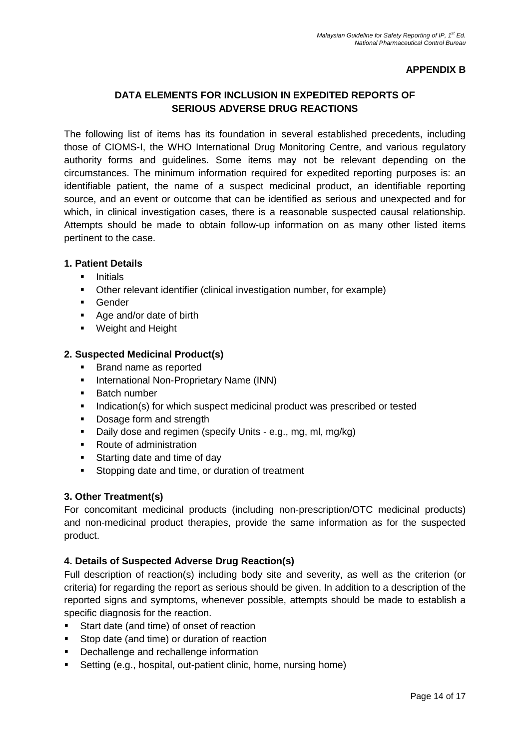## APPENDIX B

## DATA ELEMENTS FOR INCLUSION IN EXPEDITED REPORTS OF SERIOUS ADVERSE DRUG REACTIONS

The following list of items has its foundation in several established precedents, including those of CIOMS-I, the WHO International Drug Monitoring Centre, and various regulatory authority forms and guidelines. Some items may not be relevant depending on the circumstances. The minimum information required for expedited reporting purposes is: an identifiable patient, the name of a suspect medicinal product, an identifiable reporting source, and an event or outcome that can be identified as serious and unexpected and for which, in clinical investigation cases, there is a reasonable suspected causal relationship. Attempts should be made to obtain follow-up information on as many other listed items pertinent to the case.

### 1. Patient Details

- Initials
- Other relevant identifier (clinical investigation number, for example)
- Gender
- Age and/or date of birth
- Weight and Height

### 2. Suspected Medicinal Product(s)

- Brand name as reported
- International Non-Proprietary Name (INN)
- Batch number
- Indication(s) for which suspect medicinal product was prescribed or tested
- Dosage form and strength
- Daily dose and regimen (specify Units - e.g., mg, ml, mg/kg)
- Route of administration
- Starting date and time of day
- Stopping date and time, or duration of treatment

### 3. Other Treatment(s)

For concomitant medicinal products (including non-prescription/OTC medicinal products) and non-medicinal product therapies, provide the same information as for the suspected product.

### 4. Details of Suspected Adverse Drug Reaction(s)

Full description of reaction(s) including body site and severity, as well as the criterion (or criteria) for regarding the report as serious should be given. In addition to a description of the reported signs and symptoms, whenever possible, attempts should be made to establish a specific diagnosis for the reaction.

- Start date (and time) of onset of reaction
- Stop date (and time) or duration of reaction
- Dechallenge and rechallenge information
- Setting (e.g., hospital, out-patient clinic, home, nursing home)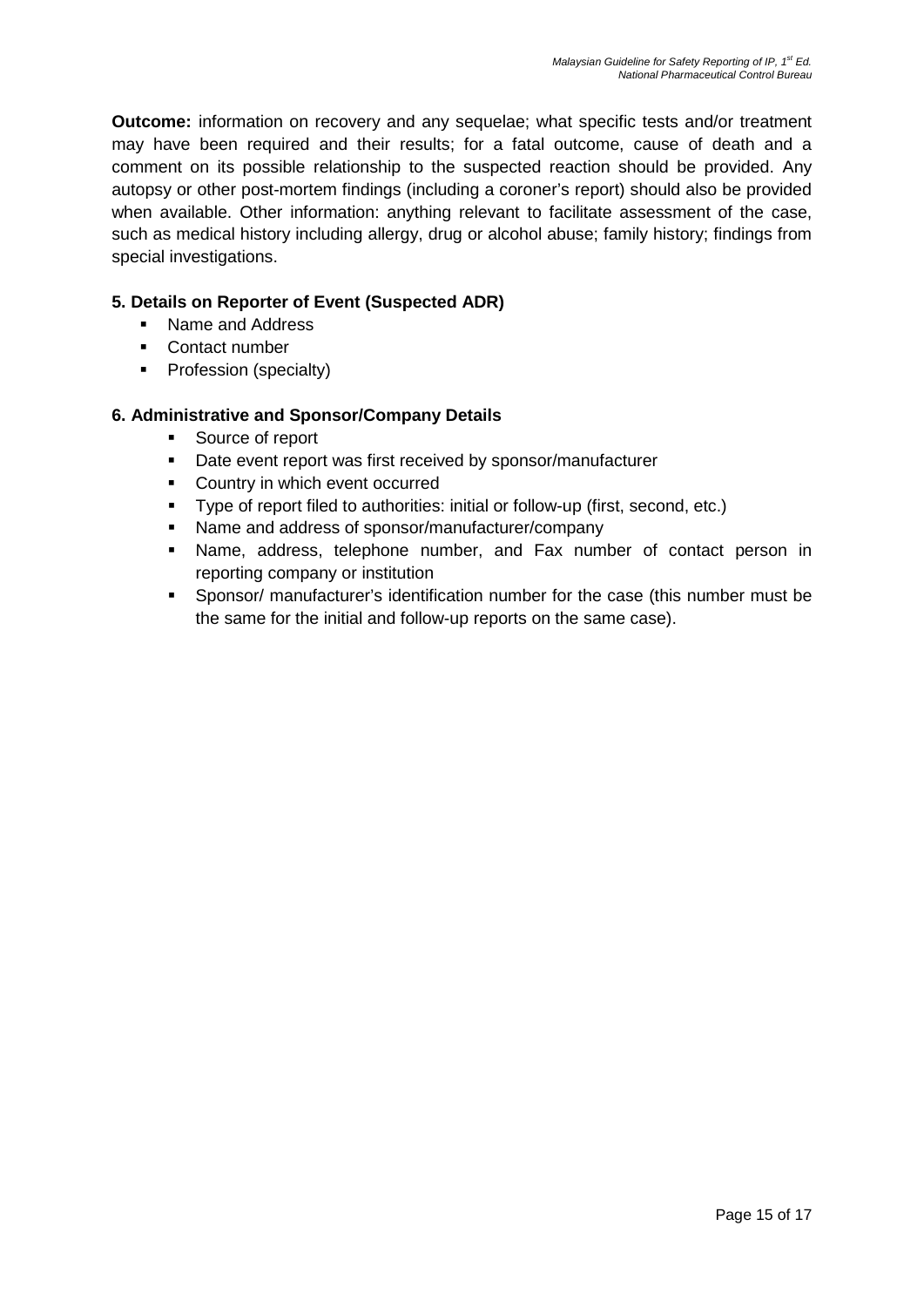**Outcome:** information on recovery and any sequelae; what specific tests and/or treatment may have been required and their results; for a fatal outcome, cause of death and a comment on its possible relationship to the suspected reaction should be provided. Any autopsy or other post-mortem findings (including a coroner's report) should also be provided when available. Other information: anything relevant to facilitate assessment of the case, such as medical history including allergy, drug or alcohol abuse; family history; findings from special investigations.

### 5. Details on Reporter of Event (Suspected ADR)

- Name and Address
- Contact number
- Profession (specialty)

### 6. Administrative and Sponsor/Company Details

- Source of report
- Date event report was first received by sponsor/manufacturer
- Country in which event occurred
- Type of report filed to authorities: initial or follow-up (first, second, etc.)
- Name and address of sponsor/manufacturer/company
- Name, address, telephone number, and Fax number of contact person in reporting company or institution
- Sponsor/ manufacturer's identification number for the case (this number must be the same for the initial and follow-up reports on the same case).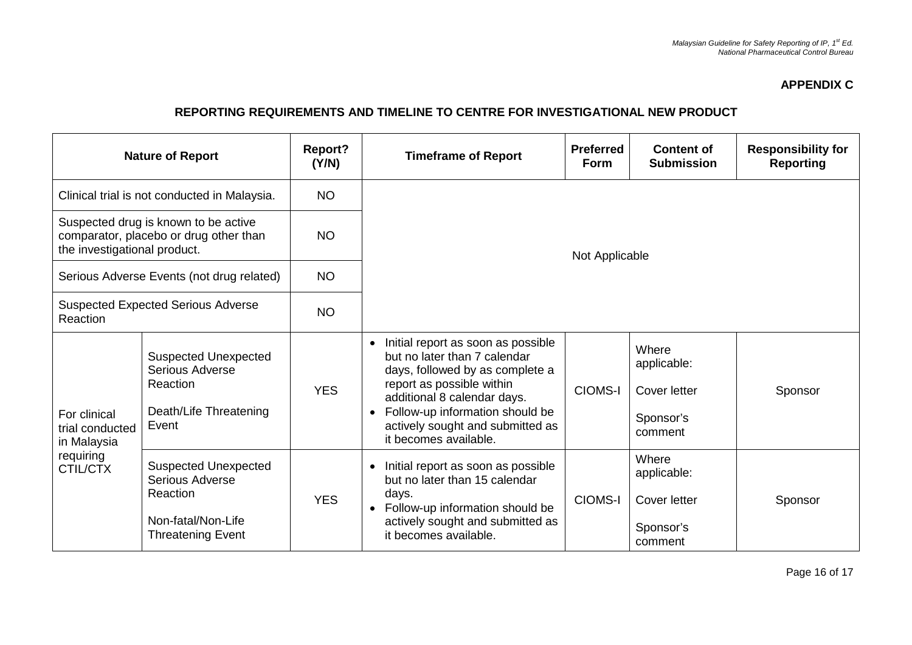**APPENDIX C**

**REPORTING REQUIREMENTS AND TIMELINE TO CENTRE FOR INVESTIGATIONAL NEW PRODUCT**

| **Nature of Report** | | **Report? (Y/N)** | **Timeframe of Report** | **Preferred Form** | **Content of Submission** | **Responsibility for Reporting** |
|---|---|---|---|---|---|---|
| Clinical trial is not conducted in Malaysia. | | NO | Not Applicable | | | |
| Suspected drug is known to be active comparator, placebo or drug other than the investigational product. | | NO | | | | |
| Serious Adverse Events (not drug related) | | NO | | | | |
| Suspected Expected Serious Adverse Reaction | | NO | | | | |
| For clinical trial conducted in Malaysia requiring CTIL/CTX | Suspected Unexpected Serious Adverse Reaction<br><br>Death/Life Threatening Event | YES | • Initial report as soon as possible but no later than 7 calendar days, followed by as complete a report as possible within additional 8 calendar days.<br>• Follow-up information should be actively sought and submitted as it becomes available. | CIOMS-I | Where applicable:<br><br>Cover letter<br><br>Sponsor's comment | Sponsor |
| | Suspected Unexpected Serious Adverse Reaction<br><br>Non-fatal/Non-Life Threatening Event | YES | • Initial report as soon as possible but no later than 15 calendar days.<br>• Follow-up information should be actively sought and submitted as it becomes available. | CIOMS-I | Where applicable:<br><br>Cover letter<br><br>Sponsor's comment | Sponsor |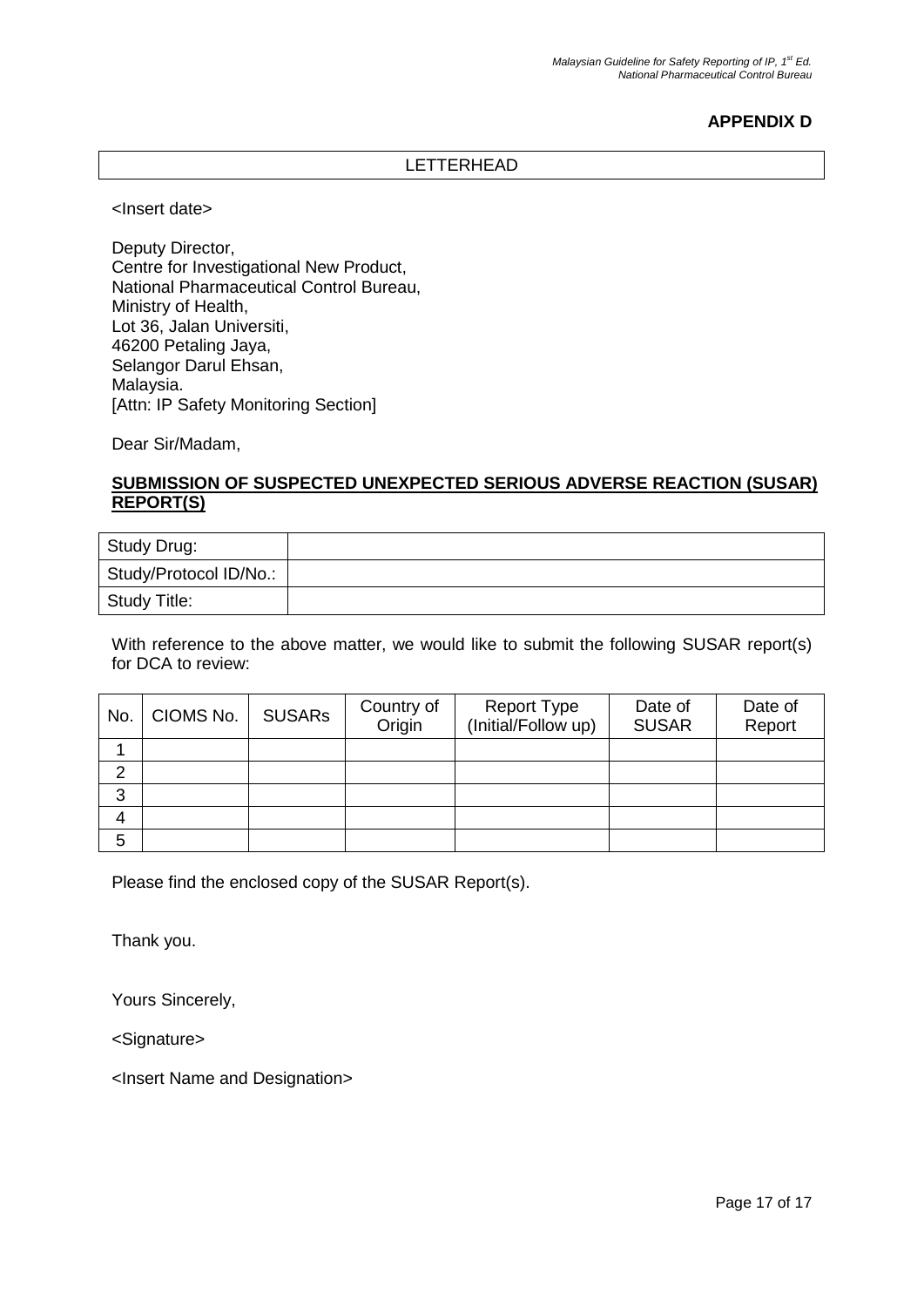**APPENDIX D**

LETTERHEAD

<Insert date>

Deputy Director,
Centre for Investigational New Product,
National Pharmaceutical Control Bureau,
Ministry of Health,
Lot 36, Jalan Universiti,
46200 Petaling Jaya,
Selangor Darul Ehsan,
Malaysia.
[Attn: IP Safety Monitoring Section]

Dear Sir/Madam,

**SUBMISSION OF SUSPECTED UNEXPECTED SERIOUS ADVERSE REACTION (SUSAR) REPORT(S)**

| | |
|---|---|
| Study Drug: | |
| Study/Protocol ID/No.: | |
| Study Title: | |

With reference to the above matter, we would like to submit the following SUSAR report(s) for DCA to review:

| No. | CIOMS No. | SUSARs | Country of Origin | Report Type (Initial/Follow up) | Date of SUSAR | Date of Report |
|---|---|---|---|---|---|---|
| 1 | | | | | | |
| 2 | | | | | | |
| 3 | | | | | | |
| 4 | | | | | | |
| 5 | | | | | | |

Please find the enclosed copy of the SUSAR Report(s).

Thank you.

Yours Sincerely,

<Signature>

<Insert Name and Designation>